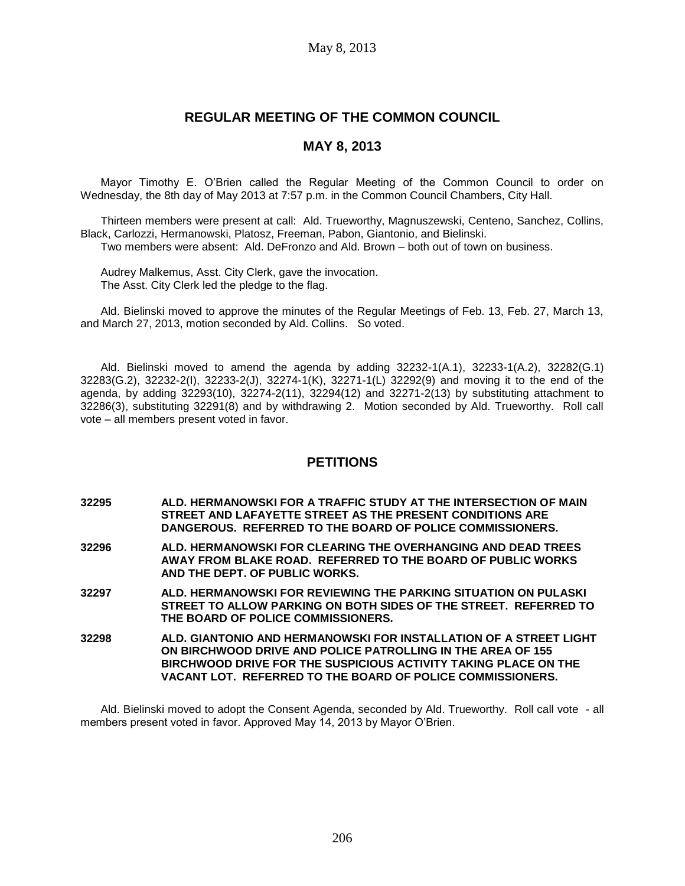## REGULAR MEETING OF THE COMMON COUNCIL

## MAY 8, 2013

Mayor Timothy E. O'Brien called the Regular Meeting of the Common Council to order on Wednesday, the 8th day of May 2013 at 7:57 p.m. in the Common Council Chambers, City Hall.

Thirteen members were present at call: Ald. Trueworthy, Magnuszewski, Centeno, Sanchez, Collins, Black, Carlozzi, Hermanowski, Platosz, Freeman, Pabon, Giantonio, and Bielinski.
Two members were absent: Ald. DeFronzo and Ald. Brown – both out of town on business.

Audrey Malkemus, Asst. City Clerk, gave the invocation.
The Asst. City Clerk led the pledge to the flag.

Ald. Bielinski moved to approve the minutes of the Regular Meetings of Feb. 13, Feb. 27, March 13, and March 27, 2013, motion seconded by Ald. Collins. So voted.

Ald. Bielinski moved to amend the agenda by adding 32232-1(A.1), 32233-1(A.2), 32282(G.1) 32283(G.2), 32232-2(I), 32233-2(J), 32274-1(K), 32271-1(L) 32292(9) and moving it to the end of the agenda, by adding 32293(10), 32274-2(11), 32294(12) and 32271-2(13) by substituting attachment to 32286(3), substituting 32291(8) and by withdrawing 2. Motion seconded by Ald. Trueworthy. Roll call vote – all members present voted in favor.

## PETITIONS

**32295 ALD. HERMANOWSKI FOR A TRAFFIC STUDY AT THE INTERSECTION OF MAIN STREET AND LAFAYETTE STREET AS THE PRESENT CONDITIONS ARE DANGEROUS. REFERRED TO THE BOARD OF POLICE COMMISSIONERS.**

**32296 ALD. HERMANOWSKI FOR CLEARING THE OVERHANGING AND DEAD TREES AWAY FROM BLAKE ROAD. REFERRED TO THE BOARD OF PUBLIC WORKS AND THE DEPT. OF PUBLIC WORKS.**

**32297 ALD. HERMANOWSKI FOR REVIEWING THE PARKING SITUATION ON PULASKI STREET TO ALLOW PARKING ON BOTH SIDES OF THE STREET. REFERRED TO THE BOARD OF POLICE COMMISSIONERS.**

**32298 ALD. GIANTONIO AND HERMANOWSKI FOR INSTALLATION OF A STREET LIGHT ON BIRCHWOOD DRIVE AND POLICE PATROLLING IN THE AREA OF 155 BIRCHWOOD DRIVE FOR THE SUSPICIOUS ACTIVITY TAKING PLACE ON THE VACANT LOT. REFERRED TO THE BOARD OF POLICE COMMISSIONERS.**

Ald. Bielinski moved to adopt the Consent Agenda, seconded by Ald. Trueworthy. Roll call vote - all members present voted in favor. Approved May 14, 2013 by Mayor O'Brien.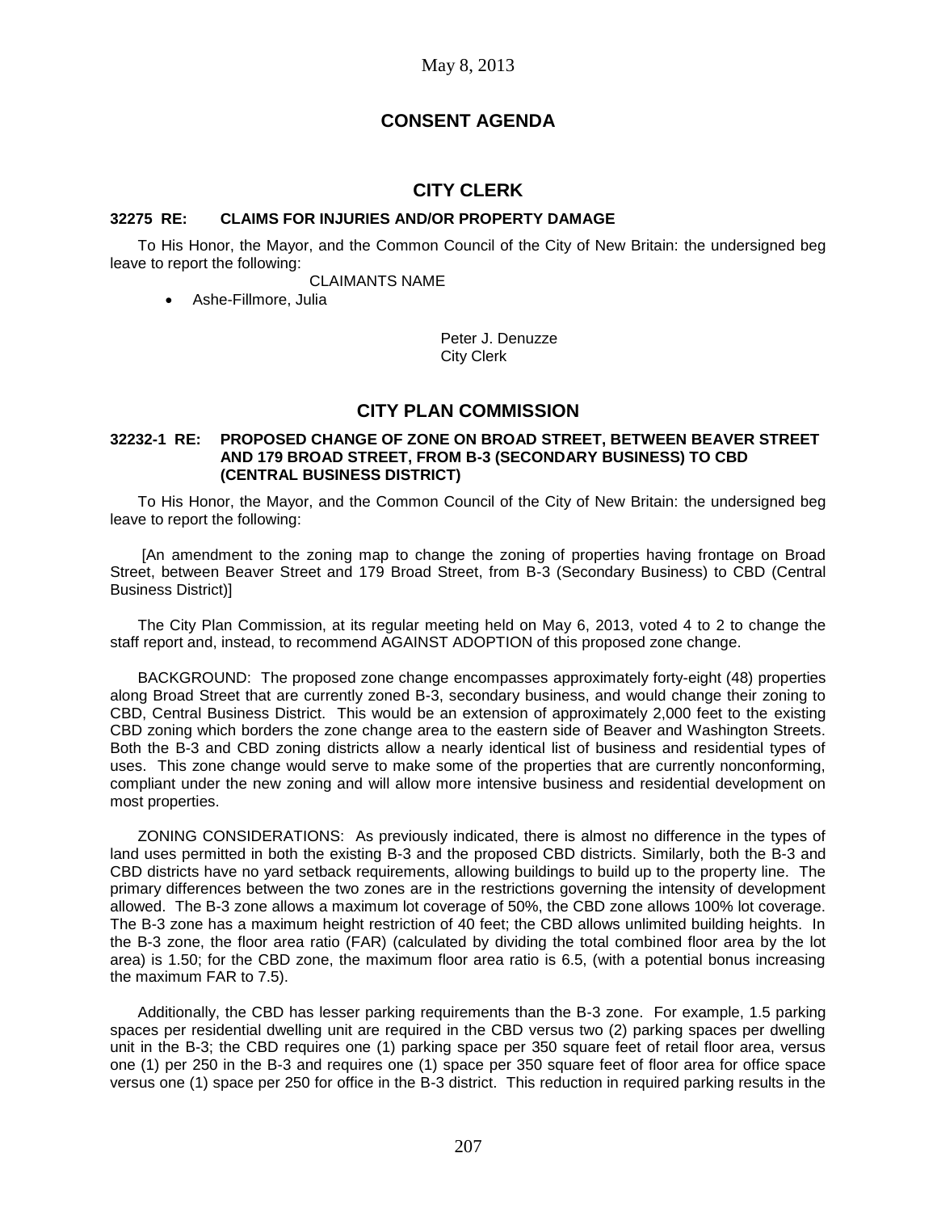May 8, 2013

# CONSENT AGENDA

## CITY CLERK

**32275 RE: CLAIMS FOR INJURIES AND/OR PROPERTY DAMAGE**

To His Honor, the Mayor, and the Common Council of the City of New Britain: the undersigned beg leave to report the following:

CLAIMANTS NAME

- Ashe-Fillmore, Julia

Peter J. Denuzze
City Clerk

## CITY PLAN COMMISSION

**32232-1 RE: PROPOSED CHANGE OF ZONE ON BROAD STREET, BETWEEN BEAVER STREET AND 179 BROAD STREET, FROM B-3 (SECONDARY BUSINESS) TO CBD (CENTRAL BUSINESS DISTRICT)**

To His Honor, the Mayor, and the Common Council of the City of New Britain: the undersigned beg leave to report the following:

[An amendment to the zoning map to change the zoning of properties having frontage on Broad Street, between Beaver Street and 179 Broad Street, from B-3 (Secondary Business) to CBD (Central Business District)]

The City Plan Commission, at its regular meeting held on May 6, 2013, voted 4 to 2 to change the staff report and, instead, to recommend AGAINST ADOPTION of this proposed zone change.

BACKGROUND: The proposed zone change encompasses approximately forty-eight (48) properties along Broad Street that are currently zoned B-3, secondary business, and would change their zoning to CBD, Central Business District. This would be an extension of approximately 2,000 feet to the existing CBD zoning which borders the zone change area to the eastern side of Beaver and Washington Streets. Both the B-3 and CBD zoning districts allow a nearly identical list of business and residential types of uses. This zone change would serve to make some of the properties that are currently nonconforming, compliant under the new zoning and will allow more intensive business and residential development on most properties.

ZONING CONSIDERATIONS: As previously indicated, there is almost no difference in the types of land uses permitted in both the existing B-3 and the proposed CBD districts. Similarly, both the B-3 and CBD districts have no yard setback requirements, allowing buildings to build up to the property line. The primary differences between the two zones are in the restrictions governing the intensity of development allowed. The B-3 zone allows a maximum lot coverage of 50%, the CBD zone allows 100% lot coverage. The B-3 zone has a maximum height restriction of 40 feet; the CBD allows unlimited building heights. In the B-3 zone, the floor area ratio (FAR) (calculated by dividing the total combined floor area by the lot area) is 1.50; for the CBD zone, the maximum floor area ratio is 6.5, (with a potential bonus increasing the maximum FAR to 7.5).

Additionally, the CBD has lesser parking requirements than the B-3 zone. For example, 1.5 parking spaces per residential dwelling unit are required in the CBD versus two (2) parking spaces per dwelling unit in the B-3; the CBD requires one (1) parking space per 350 square feet of retail floor area, versus one (1) per 250 in the B-3 and requires one (1) space per 350 square feet of floor area for office space versus one (1) space per 250 for office in the B-3 district. This reduction in required parking results in the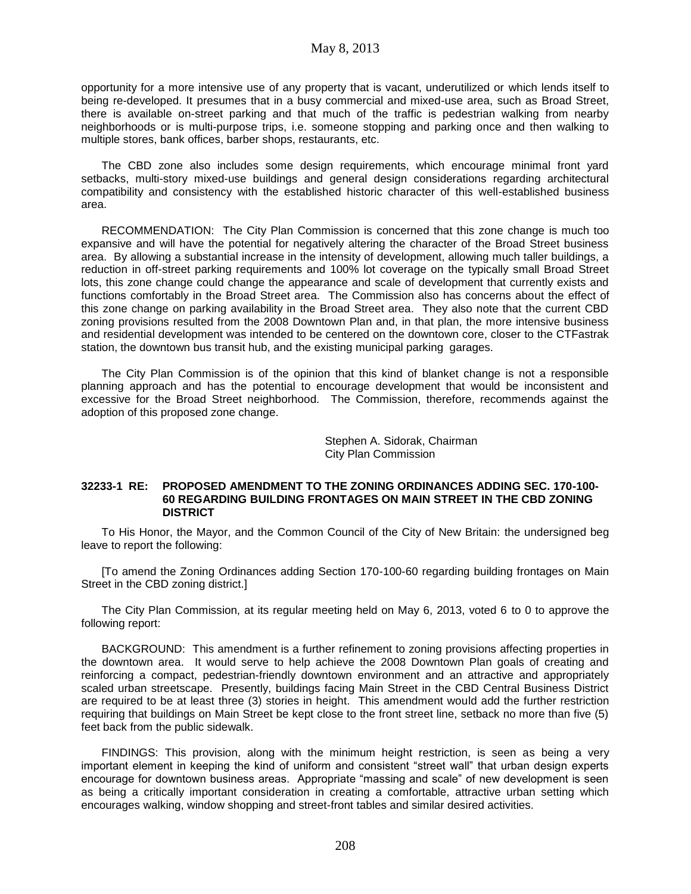opportunity for a more intensive use of any property that is vacant, underutilized or which lends itself to being re-developed. It presumes that in a busy commercial and mixed-use area, such as Broad Street, there is available on-street parking and that much of the traffic is pedestrian walking from nearby neighborhoods or is multi-purpose trips, i.e. someone stopping and parking once and then walking to multiple stores, bank offices, barber shops, restaurants, etc.

The CBD zone also includes some design requirements, which encourage minimal front yard setbacks, multi-story mixed-use buildings and general design considerations regarding architectural compatibility and consistency with the established historic character of this well-established business area.

RECOMMENDATION: The City Plan Commission is concerned that this zone change is much too expansive and will have the potential for negatively altering the character of the Broad Street business area. By allowing a substantial increase in the intensity of development, allowing much taller buildings, a reduction in off-street parking requirements and 100% lot coverage on the typically small Broad Street lots, this zone change could change the appearance and scale of development that currently exists and functions comfortably in the Broad Street area. The Commission also has concerns about the effect of this zone change on parking availability in the Broad Street area. They also note that the current CBD zoning provisions resulted from the 2008 Downtown Plan and, in that plan, the more intensive business and residential development was intended to be centered on the downtown core, closer to the CTFastrak station, the downtown bus transit hub, and the existing municipal parking garages.

The City Plan Commission is of the opinion that this kind of blanket change is not a responsible planning approach and has the potential to encourage development that would be inconsistent and excessive for the Broad Street neighborhood. The Commission, therefore, recommends against the adoption of this proposed zone change.

Stephen A. Sidorak, Chairman
City Plan Commission

**32233-1 RE: PROPOSED AMENDMENT TO THE ZONING ORDINANCES ADDING SEC. 170-100-60 REGARDING BUILDING FRONTAGES ON MAIN STREET IN THE CBD ZONING DISTRICT**

To His Honor, the Mayor, and the Common Council of the City of New Britain: the undersigned beg leave to report the following:

[To amend the Zoning Ordinances adding Section 170-100-60 regarding building frontages on Main Street in the CBD zoning district.]

The City Plan Commission, at its regular meeting held on May 6, 2013, voted 6 to 0 to approve the following report:

BACKGROUND: This amendment is a further refinement to zoning provisions affecting properties in the downtown area. It would serve to help achieve the 2008 Downtown Plan goals of creating and reinforcing a compact, pedestrian-friendly downtown environment and an attractive and appropriately scaled urban streetscape. Presently, buildings facing Main Street in the CBD Central Business District are required to be at least three (3) stories in height. This amendment would add the further restriction requiring that buildings on Main Street be kept close to the front street line, setback no more than five (5) feet back from the public sidewalk.

FINDINGS: This provision, along with the minimum height restriction, is seen as being a very important element in keeping the kind of uniform and consistent "street wall" that urban design experts encourage for downtown business areas. Appropriate "massing and scale" of new development is seen as being a critically important consideration in creating a comfortable, attractive urban setting which encourages walking, window shopping and street-front tables and similar desired activities.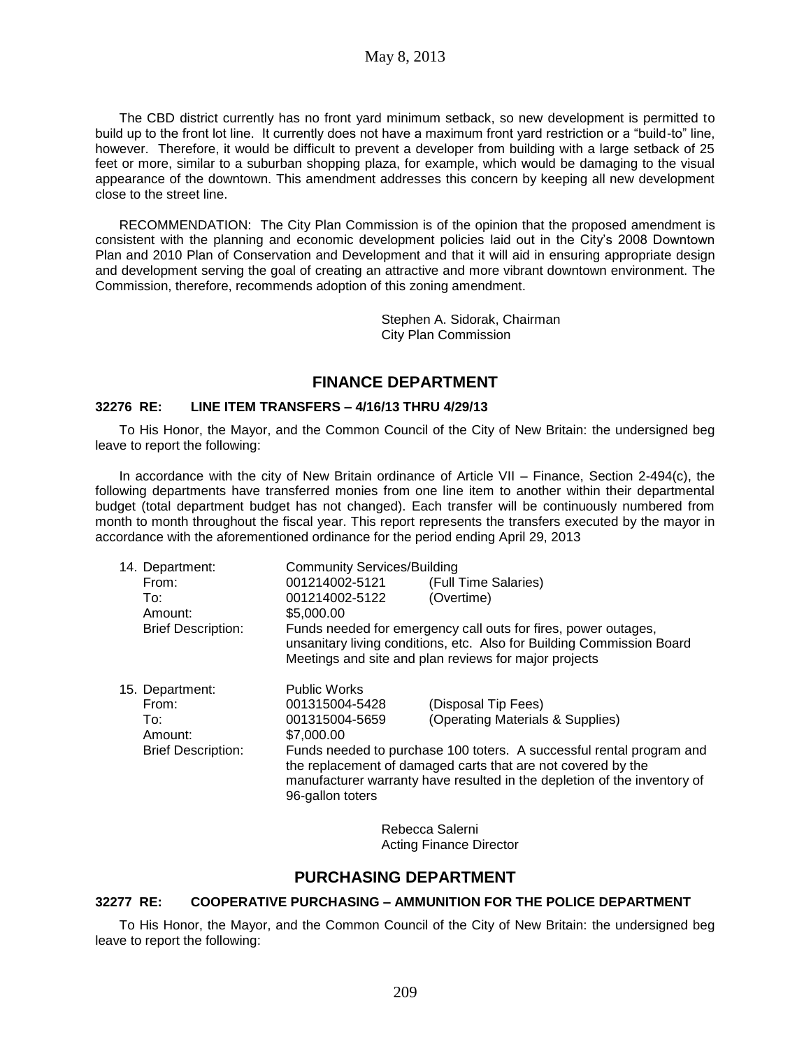The CBD district currently has no front yard minimum setback, so new development is permitted to build up to the front lot line. It currently does not have a maximum front yard restriction or a "build-to" line, however. Therefore, it would be difficult to prevent a developer from building with a large setback of 25 feet or more, similar to a suburban shopping plaza, for example, which would be damaging to the visual appearance of the downtown. This amendment addresses this concern by keeping all new development close to the street line.

RECOMMENDATION: The City Plan Commission is of the opinion that the proposed amendment is consistent with the planning and economic development policies laid out in the City's 2008 Downtown Plan and 2010 Plan of Conservation and Development and that it will aid in ensuring appropriate design and development serving the goal of creating an attractive and more vibrant downtown environment. The Commission, therefore, recommends adoption of this zoning amendment.

Stephen A. Sidorak, Chairman
City Plan Commission

## FINANCE DEPARTMENT

### 32276 RE: LINE ITEM TRANSFERS – 4/16/13 THRU 4/29/13

To His Honor, the Mayor, and the Common Council of the City of New Britain: the undersigned beg leave to report the following:

In accordance with the city of New Britain ordinance of Article VII – Finance, Section 2-494(c), the following departments have transferred monies from one line item to another within their departmental budget (total department budget has not changed). Each transfer will be continuously numbered from month to month throughout the fiscal year. This report represents the transfers executed by the mayor in accordance with the aforementioned ordinance for the period ending April 29, 2013

14. Department: Community Services/Building
    From: 001214002-5121 (Full Time Salaries)
    To: 001214002-5122 (Overtime)
    Amount: $5,000.00
    Brief Description: Funds needed for emergency call outs for fires, power outages, unsanitary living conditions, etc. Also for Building Commission Board Meetings and site and plan reviews for major projects

15. Department: Public Works
    From: 001315004-5428 (Disposal Tip Fees)
    To: 001315004-5659 (Operating Materials & Supplies)
    Amount: $7,000.00
    Brief Description: Funds needed to purchase 100 toters. A successful rental program and the replacement of damaged carts that are not covered by the manufacturer warranty have resulted in the depletion of the inventory of 96-gallon toters

Rebecca Salerni
Acting Finance Director

## PURCHASING DEPARTMENT

### 32277 RE: COOPERATIVE PURCHASING – AMMUNITION FOR THE POLICE DEPARTMENT

To His Honor, the Mayor, and the Common Council of the City of New Britain: the undersigned beg leave to report the following: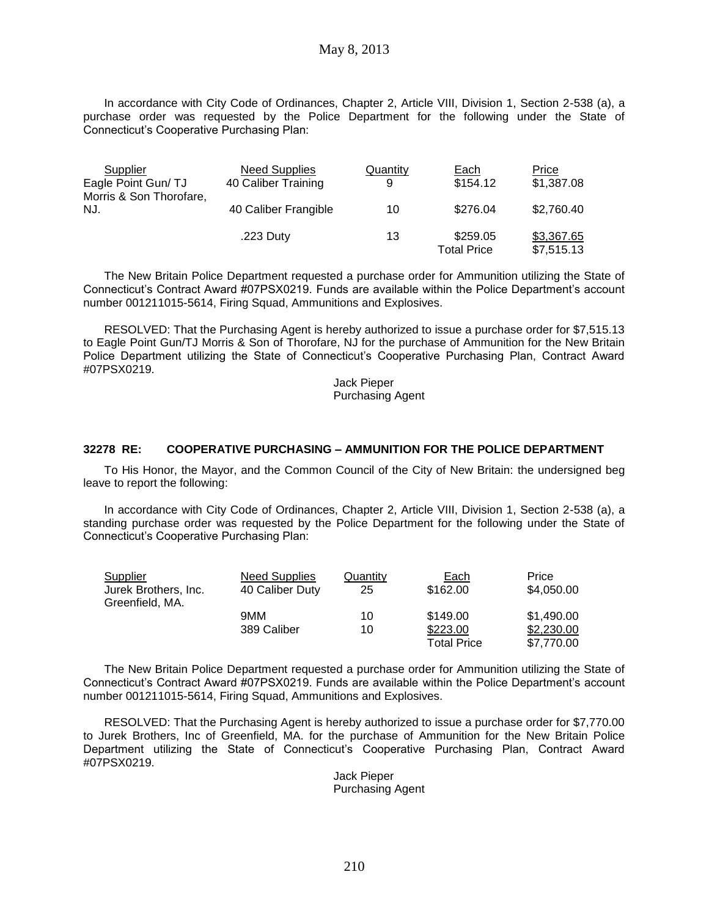In accordance with City Code of Ordinances, Chapter 2, Article VIII, Division 1, Section 2-538 (a), a purchase order was requested by the Police Department for the following under the State of Connecticut's Cooperative Purchasing Plan:

| Supplier | Need Supplies | Quantity | Each | Price |
|---|---|---|---|---|
| Eagle Point Gun/ TJ Morris & Son Thorofare, NJ. | 40 Caliber Training | 9 | $154.12 | $1,387.08 |
| | 40 Caliber Frangible | 10 | $276.04 | $2,760.40 |
| | .223 Duty | 13 | $259.05 | $3,367.65 |
| | | | Total Price | $7,515.13 |

The New Britain Police Department requested a purchase order for Ammunition utilizing the State of Connecticut's Contract Award #07PSX0219. Funds are available within the Police Department's account number 001211015-5614, Firing Squad, Ammunitions and Explosives.

RESOLVED: That the Purchasing Agent is hereby authorized to issue a purchase order for $7,515.13 to Eagle Point Gun/TJ Morris & Son of Thorofare, NJ for the purchase of Ammunition for the New Britain Police Department utilizing the State of Connecticut's Cooperative Purchasing Plan, Contract Award #07PSX0219.

Jack Pieper
Purchasing Agent

**32278 RE: COOPERATIVE PURCHASING – AMMUNITION FOR THE POLICE DEPARTMENT**

To His Honor, the Mayor, and the Common Council of the City of New Britain: the undersigned beg leave to report the following:

In accordance with City Code of Ordinances, Chapter 2, Article VIII, Division 1, Section 2-538 (a), a standing purchase order was requested by the Police Department for the following under the State of Connecticut's Cooperative Purchasing Plan:

| Supplier | Need Supplies | Quantity | Each | Price |
|---|---|---|---|---|
| Jurek Brothers, Inc. Greenfield, MA. | 40 Caliber Duty | 25 | $162.00 | $4,050.00 |
| | 9MM | 10 | $149.00 | $1,490.00 |
| | 389 Caliber | 10 | $223.00 | $2,230.00 |
| | | | Total Price | $7,770.00 |

The New Britain Police Department requested a purchase order for Ammunition utilizing the State of Connecticut's Contract Award #07PSX0219. Funds are available within the Police Department's account number 001211015-5614, Firing Squad, Ammunitions and Explosives.

RESOLVED: That the Purchasing Agent is hereby authorized to issue a purchase order for $7,770.00 to Jurek Brothers, Inc of Greenfield, MA. for the purchase of Ammunition for the New Britain Police Department utilizing the State of Connecticut's Cooperative Purchasing Plan, Contract Award #07PSX0219.

Jack Pieper
Purchasing Agent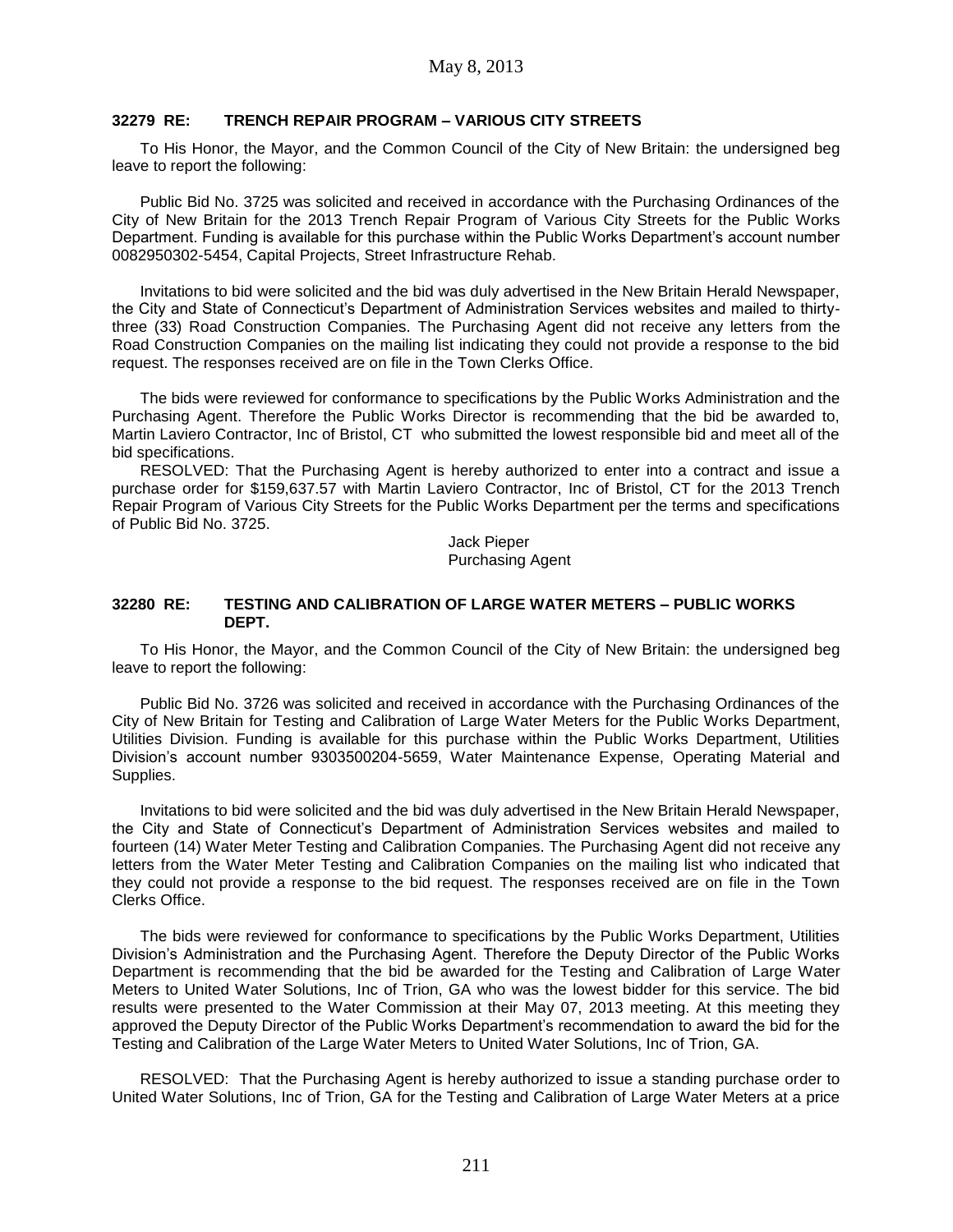### 32279 RE: TRENCH REPAIR PROGRAM – VARIOUS CITY STREETS

To His Honor, the Mayor, and the Common Council of the City of New Britain: the undersigned beg leave to report the following:

Public Bid No. 3725 was solicited and received in accordance with the Purchasing Ordinances of the City of New Britain for the 2013 Trench Repair Program of Various City Streets for the Public Works Department. Funding is available for this purchase within the Public Works Department's account number 0082950302-5454, Capital Projects, Street Infrastructure Rehab.

Invitations to bid were solicited and the bid was duly advertised in the New Britain Herald Newspaper, the City and State of Connecticut's Department of Administration Services websites and mailed to thirty-three (33) Road Construction Companies. The Purchasing Agent did not receive any letters from the Road Construction Companies on the mailing list indicating they could not provide a response to the bid request. The responses received are on file in the Town Clerks Office.

The bids were reviewed for conformance to specifications by the Public Works Administration and the Purchasing Agent. Therefore the Public Works Director is recommending that the bid be awarded to, Martin Laviero Contractor, Inc of Bristol, CT who submitted the lowest responsible bid and meet all of the bid specifications.

RESOLVED: That the Purchasing Agent is hereby authorized to enter into a contract and issue a purchase order for $159,637.57 with Martin Laviero Contractor, Inc of Bristol, CT for the 2013 Trench Repair Program of Various City Streets for the Public Works Department per the terms and specifications of Public Bid No. 3725.

Jack Pieper
Purchasing Agent

### 32280 RE: TESTING AND CALIBRATION OF LARGE WATER METERS – PUBLIC WORKS DEPT.

To His Honor, the Mayor, and the Common Council of the City of New Britain: the undersigned beg leave to report the following:

Public Bid No. 3726 was solicited and received in accordance with the Purchasing Ordinances of the City of New Britain for Testing and Calibration of Large Water Meters for the Public Works Department, Utilities Division. Funding is available for this purchase within the Public Works Department, Utilities Division's account number 9303500204-5659, Water Maintenance Expense, Operating Material and Supplies.

Invitations to bid were solicited and the bid was duly advertised in the New Britain Herald Newspaper, the City and State of Connecticut's Department of Administration Services websites and mailed to fourteen (14) Water Meter Testing and Calibration Companies. The Purchasing Agent did not receive any letters from the Water Meter Testing and Calibration Companies on the mailing list who indicated that they could not provide a response to the bid request. The responses received are on file in the Town Clerks Office.

The bids were reviewed for conformance to specifications by the Public Works Department, Utilities Division's Administration and the Purchasing Agent. Therefore the Deputy Director of the Public Works Department is recommending that the bid be awarded for the Testing and Calibration of Large Water Meters to United Water Solutions, Inc of Trion, GA who was the lowest bidder for this service. The bid results were presented to the Water Commission at their May 07, 2013 meeting. At this meeting they approved the Deputy Director of the Public Works Department's recommendation to award the bid for the Testing and Calibration of the Large Water Meters to United Water Solutions, Inc of Trion, GA.

RESOLVED: That the Purchasing Agent is hereby authorized to issue a standing purchase order to United Water Solutions, Inc of Trion, GA for the Testing and Calibration of Large Water Meters at a price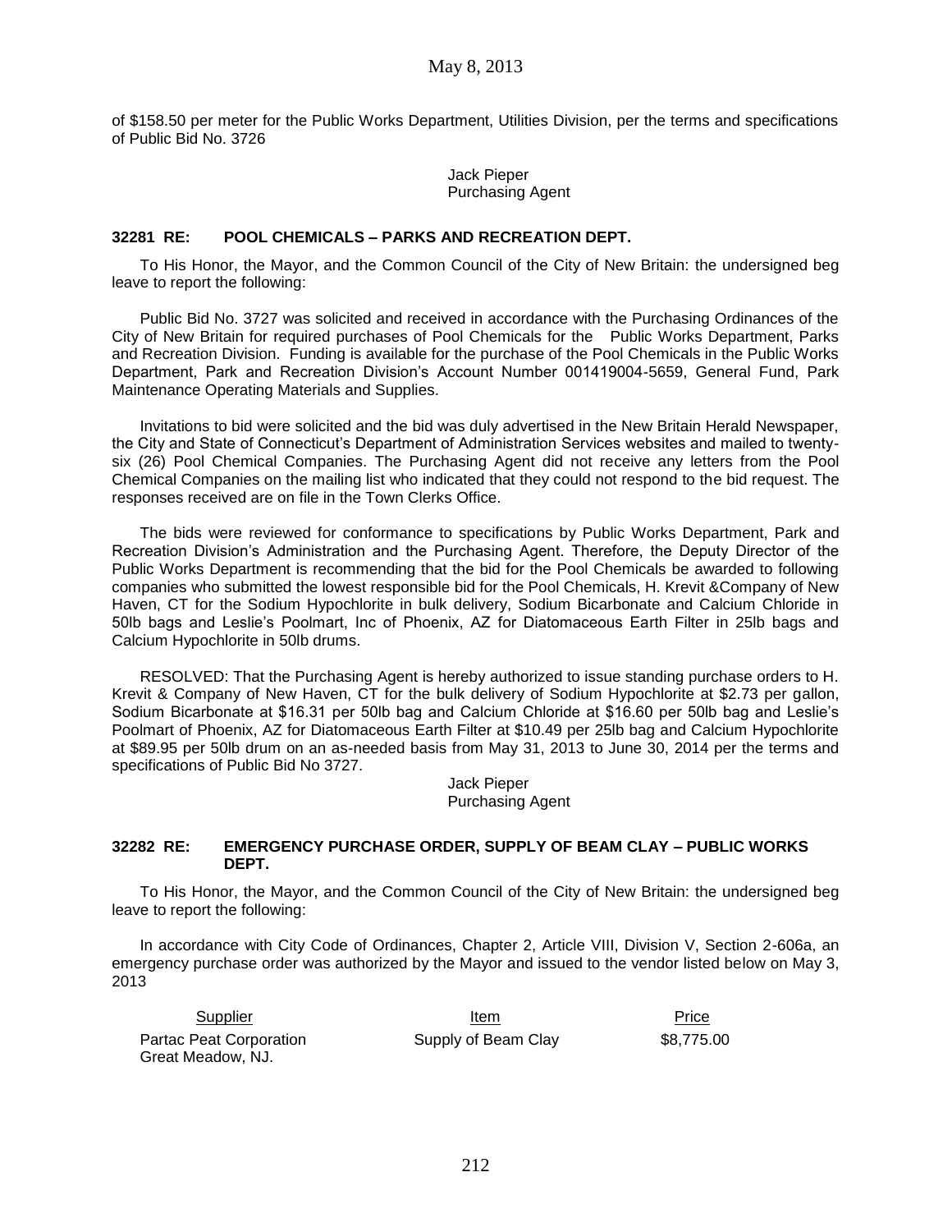of $158.50 per meter for the Public Works Department, Utilities Division, per the terms and specifications of Public Bid No. 3726

Jack Pieper
Purchasing Agent

### 32281 RE: POOL CHEMICALS – PARKS AND RECREATION DEPT.

To His Honor, the Mayor, and the Common Council of the City of New Britain: the undersigned beg leave to report the following:

Public Bid No. 3727 was solicited and received in accordance with the Purchasing Ordinances of the City of New Britain for required purchases of Pool Chemicals for the Public Works Department, Parks and Recreation Division. Funding is available for the purchase of the Pool Chemicals in the Public Works Department, Park and Recreation Division's Account Number 001419004-5659, General Fund, Park Maintenance Operating Materials and Supplies.

Invitations to bid were solicited and the bid was duly advertised in the New Britain Herald Newspaper, the City and State of Connecticut's Department of Administration Services websites and mailed to twenty-six (26) Pool Chemical Companies. The Purchasing Agent did not receive any letters from the Pool Chemical Companies on the mailing list who indicated that they could not respond to the bid request. The responses received are on file in the Town Clerks Office.

The bids were reviewed for conformance to specifications by Public Works Department, Park and Recreation Division's Administration and the Purchasing Agent. Therefore, the Deputy Director of the Public Works Department is recommending that the bid for the Pool Chemicals be awarded to following companies who submitted the lowest responsible bid for the Pool Chemicals, H. Krevit &Company of New Haven, CT for the Sodium Hypochlorite in bulk delivery, Sodium Bicarbonate and Calcium Chloride in 50lb bags and Leslie's Poolmart, Inc of Phoenix, AZ for Diatomaceous Earth Filter in 25lb bags and Calcium Hypochlorite in 50lb drums.

RESOLVED: That the Purchasing Agent is hereby authorized to issue standing purchase orders to H. Krevit & Company of New Haven, CT for the bulk delivery of Sodium Hypochlorite at $2.73 per gallon, Sodium Bicarbonate at $16.31 per 50lb bag and Calcium Chloride at $16.60 per 50lb bag and Leslie's Poolmart of Phoenix, AZ for Diatomaceous Earth Filter at $10.49 per 25lb bag and Calcium Hypochlorite at $89.95 per 50lb drum on an as-needed basis from May 31, 2013 to June 30, 2014 per the terms and specifications of Public Bid No 3727.

Jack Pieper
Purchasing Agent

### 32282 RE: EMERGENCY PURCHASE ORDER, SUPPLY OF BEAM CLAY – PUBLIC WORKS DEPT.

To His Honor, the Mayor, and the Common Council of the City of New Britain: the undersigned beg leave to report the following:

In accordance with City Code of Ordinances, Chapter 2, Article VIII, Division V, Section 2-606a, an emergency purchase order was authorized by the Mayor and issued to the vendor listed below on May 3, 2013

| Supplier | Item | Price |
|---|---|---|
| Partac Peat Corporation Great Meadow, NJ. | Supply of Beam Clay | $8,775.00 |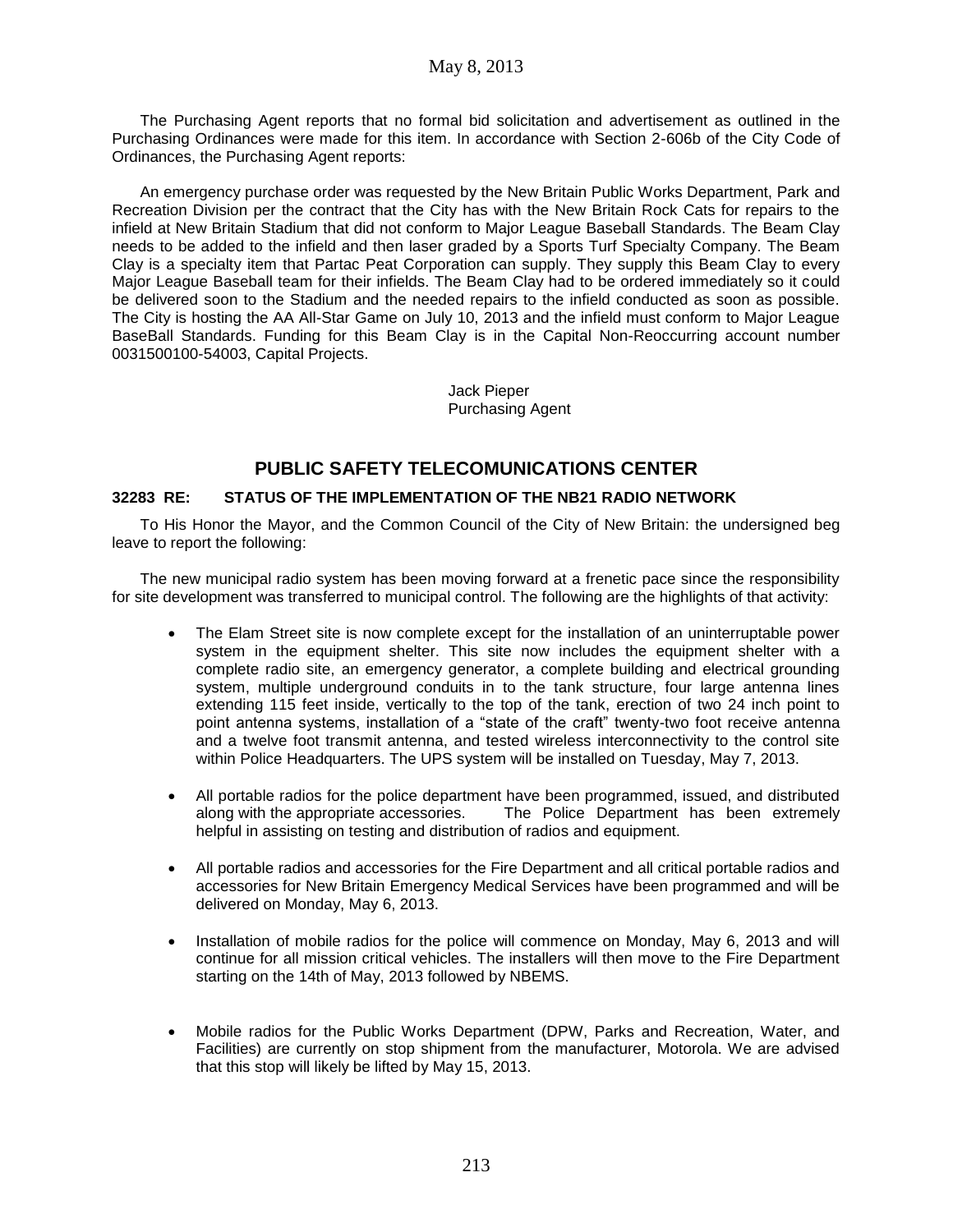The Purchasing Agent reports that no formal bid solicitation and advertisement as outlined in the Purchasing Ordinances were made for this item. In accordance with Section 2-606b of the City Code of Ordinances, the Purchasing Agent reports:

An emergency purchase order was requested by the New Britain Public Works Department, Park and Recreation Division per the contract that the City has with the New Britain Rock Cats for repairs to the infield at New Britain Stadium that did not conform to Major League Baseball Standards. The Beam Clay needs to be added to the infield and then laser graded by a Sports Turf Specialty Company. The Beam Clay is a specialty item that Partac Peat Corporation can supply. They supply this Beam Clay to every Major League Baseball team for their infields. The Beam Clay had to be ordered immediately so it could be delivered soon to the Stadium and the needed repairs to the infield conducted as soon as possible. The City is hosting the AA All-Star Game on July 10, 2013 and the infield must conform to Major League BaseBall Standards. Funding for this Beam Clay is in the Capital Non-Reoccurring account number 0031500100-54003, Capital Projects.

Jack Pieper
Purchasing Agent

## PUBLIC SAFETY TELECOMUNICATIONS CENTER

**32283 RE: STATUS OF THE IMPLEMENTATION OF THE NB21 RADIO NETWORK**

To His Honor the Mayor, and the Common Council of the City of New Britain: the undersigned beg leave to report the following:

The new municipal radio system has been moving forward at a frenetic pace since the responsibility for site development was transferred to municipal control. The following are the highlights of that activity:

- The Elam Street site is now complete except for the installation of an uninterruptable power system in the equipment shelter. This site now includes the equipment shelter with a complete radio site, an emergency generator, a complete building and electrical grounding system, multiple underground conduits in to the tank structure, four large antenna lines extending 115 feet inside, vertically to the top of the tank, erection of two 24 inch point to point antenna systems, installation of a "state of the craft" twenty-two foot receive antenna and a twelve foot transmit antenna, and tested wireless interconnectivity to the control site within Police Headquarters. The UPS system will be installed on Tuesday, May 7, 2013.

- All portable radios for the police department have been programmed, issued, and distributed along with the appropriate accessories. The Police Department has been extremely helpful in assisting on testing and distribution of radios and equipment.

- All portable radios and accessories for the Fire Department and all critical portable radios and accessories for New Britain Emergency Medical Services have been programmed and will be delivered on Monday, May 6, 2013.

- Installation of mobile radios for the police will commence on Monday, May 6, 2013 and will continue for all mission critical vehicles. The installers will then move to the Fire Department starting on the 14th of May, 2013 followed by NBEMS.

- Mobile radios for the Public Works Department (DPW, Parks and Recreation, Water, and Facilities) are currently on stop shipment from the manufacturer, Motorola. We are advised that this stop will likely be lifted by May 15, 2013.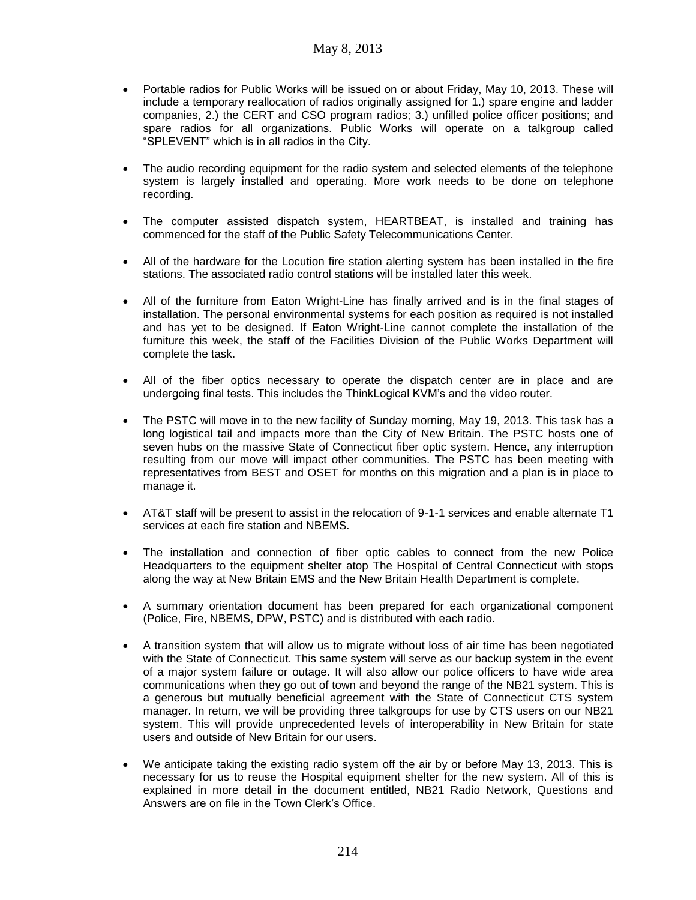- Portable radios for Public Works will be issued on or about Friday, May 10, 2013. These will include a temporary reallocation of radios originally assigned for 1.) spare engine and ladder companies, 2.) the CERT and CSO program radios; 3.) unfilled police officer positions; and spare radios for all organizations. Public Works will operate on a talkgroup called "SPLEVENT" which is in all radios in the City.

- The audio recording equipment for the radio system and selected elements of the telephone system is largely installed and operating. More work needs to be done on telephone recording.

- The computer assisted dispatch system, HEARTBEAT, is installed and training has commenced for the staff of the Public Safety Telecommunications Center.

- All of the hardware for the Locution fire station alerting system has been installed in the fire stations. The associated radio control stations will be installed later this week.

- All of the furniture from Eaton Wright-Line has finally arrived and is in the final stages of installation. The personal environmental systems for each position as required is not installed and has yet to be designed. If Eaton Wright-Line cannot complete the installation of the furniture this week, the staff of the Facilities Division of the Public Works Department will complete the task.

- All of the fiber optics necessary to operate the dispatch center are in place and are undergoing final tests. This includes the ThinkLogical KVM's and the video router.

- The PSTC will move in to the new facility of Sunday morning, May 19, 2013. This task has a long logistical tail and impacts more than the City of New Britain. The PSTC hosts one of seven hubs on the massive State of Connecticut fiber optic system. Hence, any interruption resulting from our move will impact other communities. The PSTC has been meeting with representatives from BEST and OSET for months on this migration and a plan is in place to manage it.

- AT&T staff will be present to assist in the relocation of 9-1-1 services and enable alternate T1 services at each fire station and NBEMS.

- The installation and connection of fiber optic cables to connect from the new Police Headquarters to the equipment shelter atop The Hospital of Central Connecticut with stops along the way at New Britain EMS and the New Britain Health Department is complete.

- A summary orientation document has been prepared for each organizational component (Police, Fire, NBEMS, DPW, PSTC) and is distributed with each radio.

- A transition system that will allow us to migrate without loss of air time has been negotiated with the State of Connecticut. This same system will serve as our backup system in the event of a major system failure or outage. It will also allow our police officers to have wide area communications when they go out of town and beyond the range of the NB21 system. This is a generous but mutually beneficial agreement with the State of Connecticut CTS system manager. In return, we will be providing three talkgroups for use by CTS users on our NB21 system. This will provide unprecedented levels of interoperability in New Britain for state users and outside of New Britain for our users.

- We anticipate taking the existing radio system off the air by or before May 13, 2013. This is necessary for us to reuse the Hospital equipment shelter for the new system. All of this is explained in more detail in the document entitled, NB21 Radio Network, Questions and Answers are on file in the Town Clerk's Office.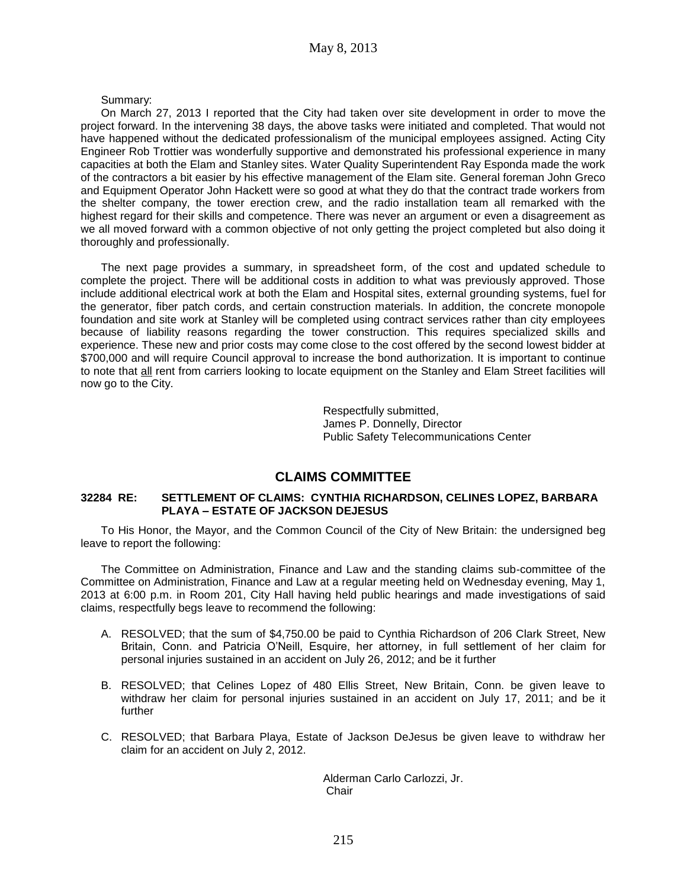Summary:

On March 27, 2013 I reported that the City had taken over site development in order to move the project forward. In the intervening 38 days, the above tasks were initiated and completed. That would not have happened without the dedicated professionalism of the municipal employees assigned. Acting City Engineer Rob Trottier was wonderfully supportive and demonstrated his professional experience in many capacities at both the Elam and Stanley sites. Water Quality Superintendent Ray Esponda made the work of the contractors a bit easier by his effective management of the Elam site. General foreman John Greco and Equipment Operator John Hackett were so good at what they do that the contract trade workers from the shelter company, the tower erection crew, and the radio installation team all remarked with the highest regard for their skills and competence. There was never an argument or even a disagreement as we all moved forward with a common objective of not only getting the project completed but also doing it thoroughly and professionally.

The next page provides a summary, in spreadsheet form, of the cost and updated schedule to complete the project. There will be additional costs in addition to what was previously approved. Those include additional electrical work at both the Elam and Hospital sites, external grounding systems, fuel for the generator, fiber patch cords, and certain construction materials. In addition, the concrete monopole foundation and site work at Stanley will be completed using contract services rather than city employees because of liability reasons regarding the tower construction. This requires specialized skills and experience. These new and prior costs may come close to the cost offered by the second lowest bidder at \$700,000 and will require Council approval to increase the bond authorization. It is important to continue to note that <u>all</u> rent from carriers looking to locate equipment on the Stanley and Elam Street facilities will now go to the City.

Respectfully submitted,
James P. Donnelly, Director
Public Safety Telecommunications Center

## CLAIMS COMMITTEE

### 32284 RE: SETTLEMENT OF CLAIMS: CYNTHIA RICHARDSON, CELINES LOPEZ, BARBARA PLAYA – ESTATE OF JACKSON DEJESUS

To His Honor, the Mayor, and the Common Council of the City of New Britain: the undersigned beg leave to report the following:

The Committee on Administration, Finance and Law and the standing claims sub-committee of the Committee on Administration, Finance and Law at a regular meeting held on Wednesday evening, May 1, 2013 at 6:00 p.m. in Room 201, City Hall having held public hearings and made investigations of said claims, respectfully begs leave to recommend the following:

A. RESOLVED; that the sum of \$4,750.00 be paid to Cynthia Richardson of 206 Clark Street, New Britain, Conn. and Patricia O'Neill, Esquire, her attorney, in full settlement of her claim for personal injuries sustained in an accident on July 26, 2012; and be it further

B. RESOLVED; that Celines Lopez of 480 Ellis Street, New Britain, Conn. be given leave to withdraw her claim for personal injuries sustained in an accident on July 17, 2011; and be it further

C. RESOLVED; that Barbara Playa, Estate of Jackson DeJesus be given leave to withdraw her claim for an accident on July 2, 2012.

Alderman Carlo Carlozzi, Jr.
Chair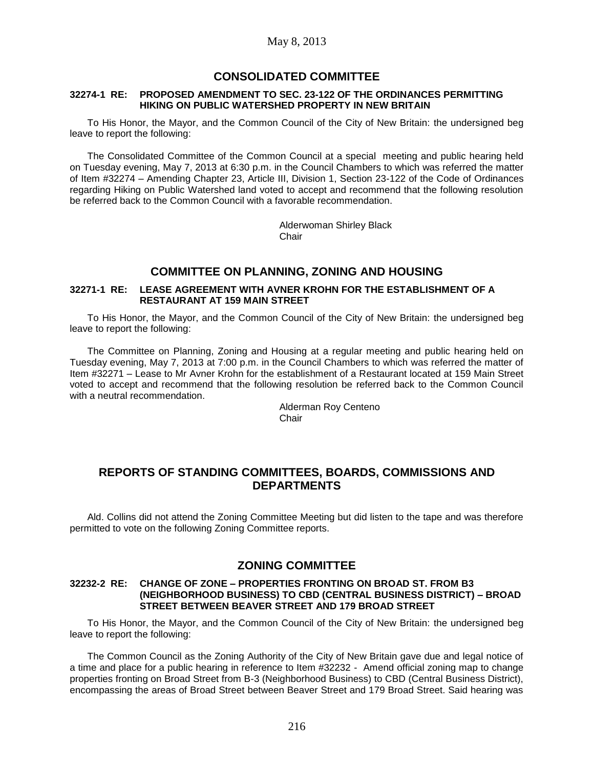## CONSOLIDATED COMMITTEE

**32274-1 RE: PROPOSED AMENDMENT TO SEC. 23-122 OF THE ORDINANCES PERMITTING HIKING ON PUBLIC WATERSHED PROPERTY IN NEW BRITAIN**

To His Honor, the Mayor, and the Common Council of the City of New Britain: the undersigned beg leave to report the following:

The Consolidated Committee of the Common Council at a special meeting and public hearing held on Tuesday evening, May 7, 2013 at 6:30 p.m. in the Council Chambers to which was referred the matter of Item #32274 – Amending Chapter 23, Article III, Division 1, Section 23-122 of the Code of Ordinances regarding Hiking on Public Watershed land voted to accept and recommend that the following resolution be referred back to the Common Council with a favorable recommendation.

Alderwoman Shirley Black
Chair

## COMMITTEE ON PLANNING, ZONING AND HOUSING

**32271-1 RE: LEASE AGREEMENT WITH AVNER KROHN FOR THE ESTABLISHMENT OF A RESTAURANT AT 159 MAIN STREET**

To His Honor, the Mayor, and the Common Council of the City of New Britain: the undersigned beg leave to report the following:

The Committee on Planning, Zoning and Housing at a regular meeting and public hearing held on Tuesday evening, May 7, 2013 at 7:00 p.m. in the Council Chambers to which was referred the matter of Item #32271 – Lease to Mr Avner Krohn for the establishment of a Restaurant located at 159 Main Street voted to accept and recommend that the following resolution be referred back to the Common Council with a neutral recommendation.

Alderman Roy Centeno
Chair

## REPORTS OF STANDING COMMITTEES, BOARDS, COMMISSIONS AND DEPARTMENTS

Ald. Collins did not attend the Zoning Committee Meeting but did listen to the tape and was therefore permitted to vote on the following Zoning Committee reports.

## ZONING COMMITTEE

**32232-2 RE: CHANGE OF ZONE – PROPERTIES FRONTING ON BROAD ST. FROM B3 (NEIGHBORHOOD BUSINESS) TO CBD (CENTRAL BUSINESS DISTRICT) – BROAD STREET BETWEEN BEAVER STREET AND 179 BROAD STREET**

To His Honor, the Mayor, and the Common Council of the City of New Britain: the undersigned beg leave to report the following:

The Common Council as the Zoning Authority of the City of New Britain gave due and legal notice of a time and place for a public hearing in reference to Item #32232 - Amend official zoning map to change properties fronting on Broad Street from B-3 (Neighborhood Business) to CBD (Central Business District), encompassing the areas of Broad Street between Beaver Street and 179 Broad Street. Said hearing was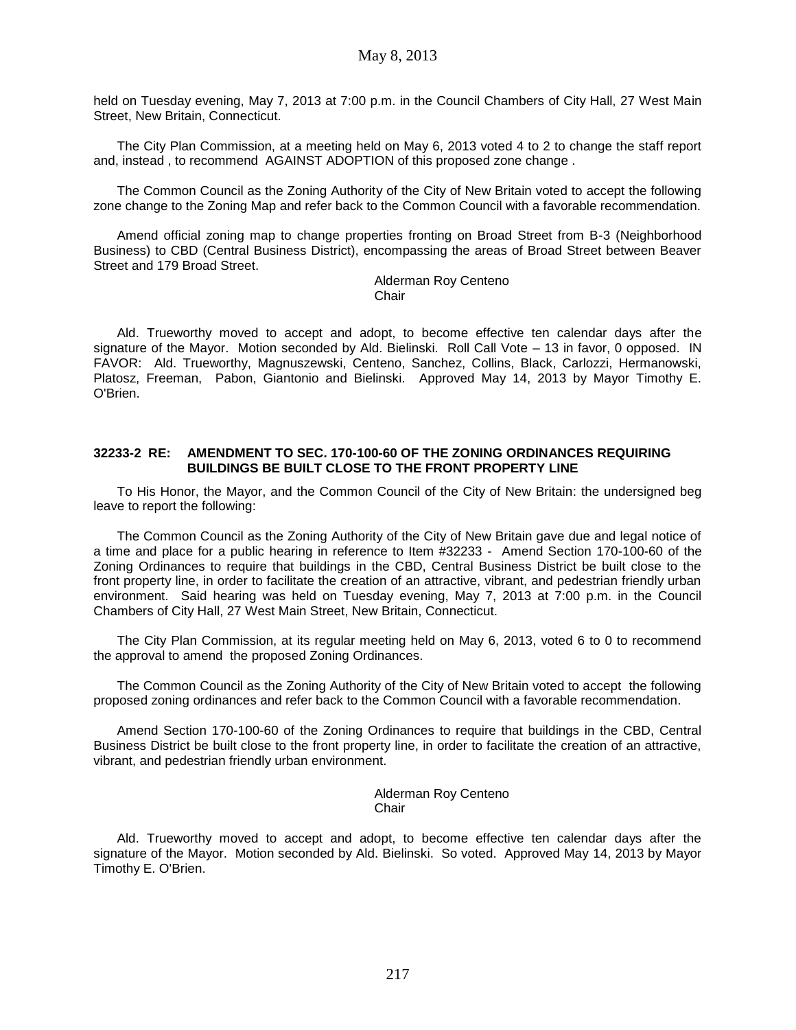held on Tuesday evening, May 7, 2013 at 7:00 p.m. in the Council Chambers of City Hall, 27 West Main Street, New Britain, Connecticut.

The City Plan Commission, at a meeting held on May 6, 2013 voted 4 to 2 to change the staff report and, instead , to recommend AGAINST ADOPTION of this proposed zone change .

The Common Council as the Zoning Authority of the City of New Britain voted to accept the following zone change to the Zoning Map and refer back to the Common Council with a favorable recommendation.

Amend official zoning map to change properties fronting on Broad Street from B-3 (Neighborhood Business) to CBD (Central Business District), encompassing the areas of Broad Street between Beaver Street and 179 Broad Street.

Alderman Roy Centeno
Chair

Ald. Trueworthy moved to accept and adopt, to become effective ten calendar days after the signature of the Mayor. Motion seconded by Ald. Bielinski. Roll Call Vote – 13 in favor, 0 opposed. IN FAVOR: Ald. Trueworthy, Magnuszewski, Centeno, Sanchez, Collins, Black, Carlozzi, Hermanowski, Platosz, Freeman, Pabon, Giantonio and Bielinski. Approved May 14, 2013 by Mayor Timothy E. O'Brien.

**32233-2 RE: AMENDMENT TO SEC. 170-100-60 OF THE ZONING ORDINANCES REQUIRING BUILDINGS BE BUILT CLOSE TO THE FRONT PROPERTY LINE**

To His Honor, the Mayor, and the Common Council of the City of New Britain: the undersigned beg leave to report the following:

The Common Council as the Zoning Authority of the City of New Britain gave due and legal notice of a time and place for a public hearing in reference to Item #32233 - Amend Section 170-100-60 of the Zoning Ordinances to require that buildings in the CBD, Central Business District be built close to the front property line, in order to facilitate the creation of an attractive, vibrant, and pedestrian friendly urban environment. Said hearing was held on Tuesday evening, May 7, 2013 at 7:00 p.m. in the Council Chambers of City Hall, 27 West Main Street, New Britain, Connecticut.

The City Plan Commission, at its regular meeting held on May 6, 2013, voted 6 to 0 to recommend the approval to amend the proposed Zoning Ordinances.

The Common Council as the Zoning Authority of the City of New Britain voted to accept the following proposed zoning ordinances and refer back to the Common Council with a favorable recommendation.

Amend Section 170-100-60 of the Zoning Ordinances to require that buildings in the CBD, Central Business District be built close to the front property line, in order to facilitate the creation of an attractive, vibrant, and pedestrian friendly urban environment.

Alderman Roy Centeno
Chair

Ald. Trueworthy moved to accept and adopt, to become effective ten calendar days after the signature of the Mayor. Motion seconded by Ald. Bielinski. So voted. Approved May 14, 2013 by Mayor Timothy E. O'Brien.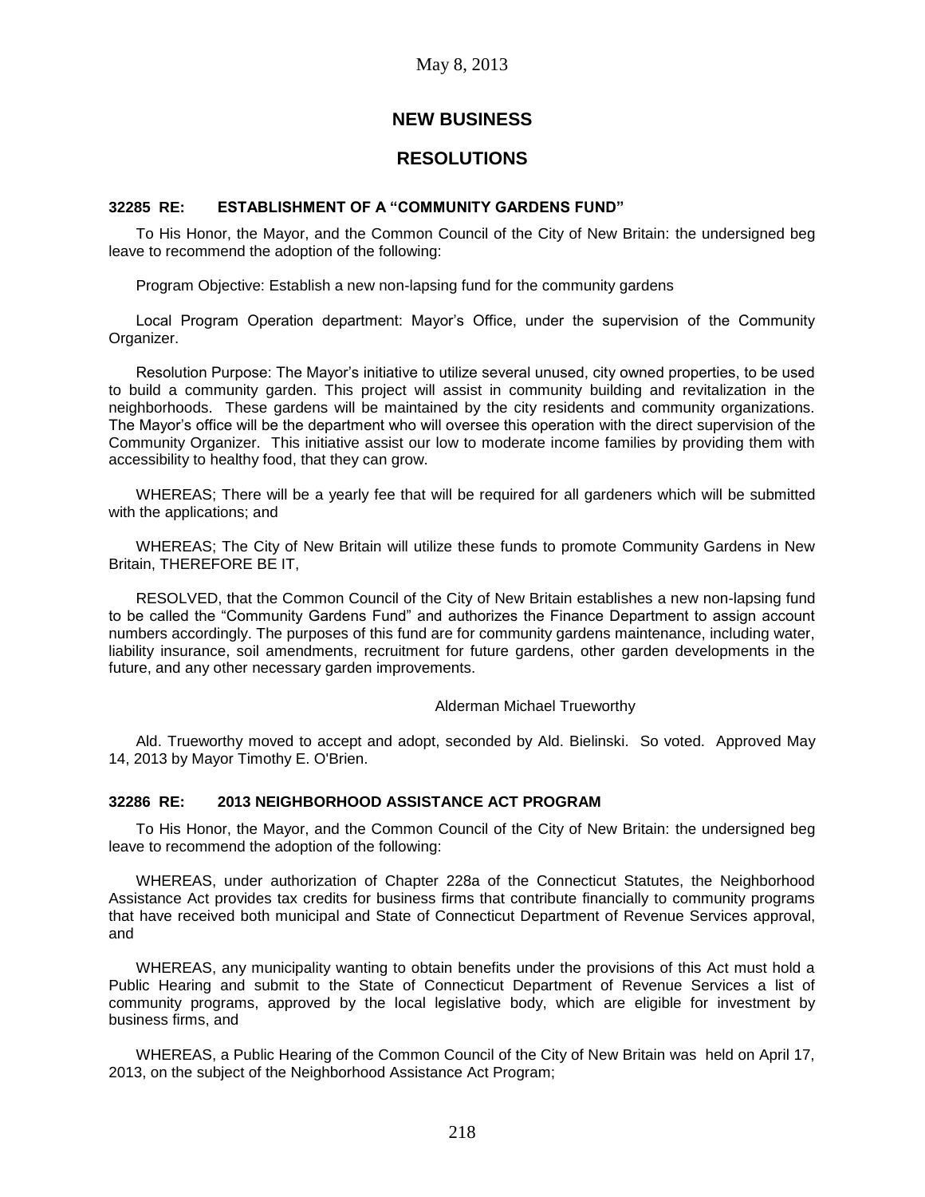May 8, 2013

## NEW BUSINESS

## RESOLUTIONS

### 32285 RE: ESTABLISHMENT OF A "COMMUNITY GARDENS FUND"

To His Honor, the Mayor, and the Common Council of the City of New Britain: the undersigned beg leave to recommend the adoption of the following:

Program Objective: Establish a new non-lapsing fund for the community gardens

Local Program Operation department: Mayor's Office, under the supervision of the Community Organizer.

Resolution Purpose: The Mayor's initiative to utilize several unused, city owned properties, to be used to build a community garden. This project will assist in community building and revitalization in the neighborhoods. These gardens will be maintained by the city residents and community organizations. The Mayor's office will be the department who will oversee this operation with the direct supervision of the Community Organizer. This initiative assist our low to moderate income families by providing them with accessibility to healthy food, that they can grow.

WHEREAS; There will be a yearly fee that will be required for all gardeners which will be submitted with the applications; and

WHEREAS; The City of New Britain will utilize these funds to promote Community Gardens in New Britain, THEREFORE BE IT,

RESOLVED, that the Common Council of the City of New Britain establishes a new non-lapsing fund to be called the "Community Gardens Fund" and authorizes the Finance Department to assign account numbers accordingly. The purposes of this fund are for community gardens maintenance, including water, liability insurance, soil amendments, recruitment for future gardens, other garden developments in the future, and any other necessary garden improvements.

Alderman Michael Trueworthy

Ald. Trueworthy moved to accept and adopt, seconded by Ald. Bielinski. So voted. Approved May 14, 2013 by Mayor Timothy E. O'Brien.

### 32286 RE: 2013 NEIGHBORHOOD ASSISTANCE ACT PROGRAM

To His Honor, the Mayor, and the Common Council of the City of New Britain: the undersigned beg leave to recommend the adoption of the following:

WHEREAS, under authorization of Chapter 228a of the Connecticut Statutes, the Neighborhood Assistance Act provides tax credits for business firms that contribute financially to community programs that have received both municipal and State of Connecticut Department of Revenue Services approval, and

WHEREAS, any municipality wanting to obtain benefits under the provisions of this Act must hold a Public Hearing and submit to the State of Connecticut Department of Revenue Services a list of community programs, approved by the local legislative body, which are eligible for investment by business firms, and

WHEREAS, a Public Hearing of the Common Council of the City of New Britain was held on April 17, 2013, on the subject of the Neighborhood Assistance Act Program;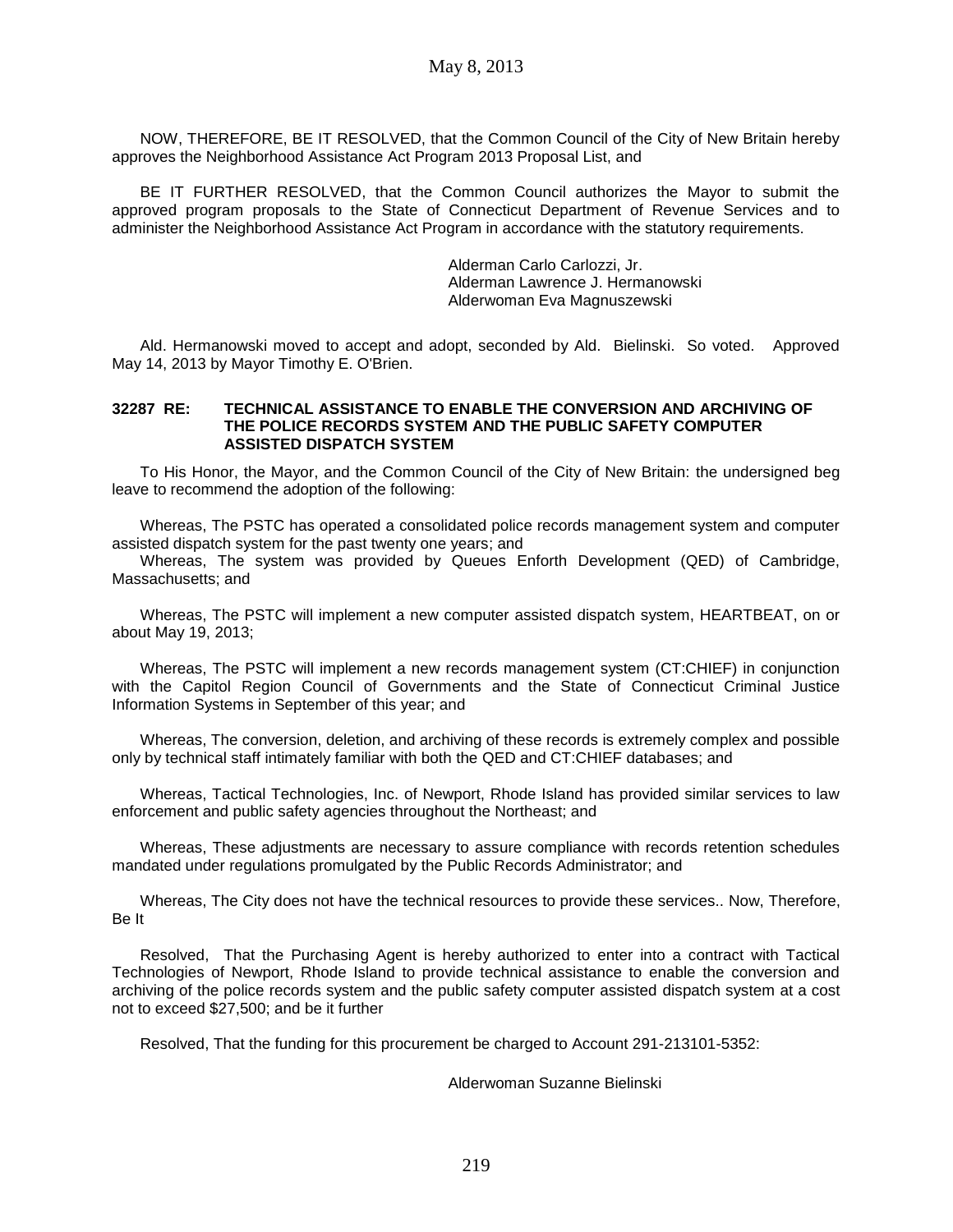NOW, THEREFORE, BE IT RESOLVED, that the Common Council of the City of New Britain hereby approves the Neighborhood Assistance Act Program 2013 Proposal List, and

BE IT FURTHER RESOLVED, that the Common Council authorizes the Mayor to submit the approved program proposals to the State of Connecticut Department of Revenue Services and to administer the Neighborhood Assistance Act Program in accordance with the statutory requirements.

Alderman Carlo Carlozzi, Jr.
Alderman Lawrence J. Hermanowski
Alderwoman Eva Magnuszewski

Ald. Hermanowski moved to accept and adopt, seconded by Ald. Bielinski. So voted. Approved May 14, 2013 by Mayor Timothy E. O'Brien.

**32287 RE: TECHNICAL ASSISTANCE TO ENABLE THE CONVERSION AND ARCHIVING OF THE POLICE RECORDS SYSTEM AND THE PUBLIC SAFETY COMPUTER ASSISTED DISPATCH SYSTEM**

To His Honor, the Mayor, and the Common Council of the City of New Britain: the undersigned beg leave to recommend the adoption of the following:

Whereas, The PSTC has operated a consolidated police records management system and computer assisted dispatch system for the past twenty one years; and

Whereas, The system was provided by Queues Enforth Development (QED) of Cambridge, Massachusetts; and

Whereas, The PSTC will implement a new computer assisted dispatch system, HEARTBEAT, on or about May 19, 2013;

Whereas, The PSTC will implement a new records management system (CT:CHIEF) in conjunction with the Capitol Region Council of Governments and the State of Connecticut Criminal Justice Information Systems in September of this year; and

Whereas, The conversion, deletion, and archiving of these records is extremely complex and possible only by technical staff intimately familiar with both the QED and CT:CHIEF databases; and

Whereas, Tactical Technologies, Inc. of Newport, Rhode Island has provided similar services to law enforcement and public safety agencies throughout the Northeast; and

Whereas, These adjustments are necessary to assure compliance with records retention schedules mandated under regulations promulgated by the Public Records Administrator; and

Whereas, The City does not have the technical resources to provide these services.. Now, Therefore, Be It

Resolved, That the Purchasing Agent is hereby authorized to enter into a contract with Tactical Technologies of Newport, Rhode Island to provide technical assistance to enable the conversion and archiving of the police records system and the public safety computer assisted dispatch system at a cost not to exceed $27,500; and be it further

Resolved, That the funding for this procurement be charged to Account 291-213101-5352:

Alderwoman Suzanne Bielinski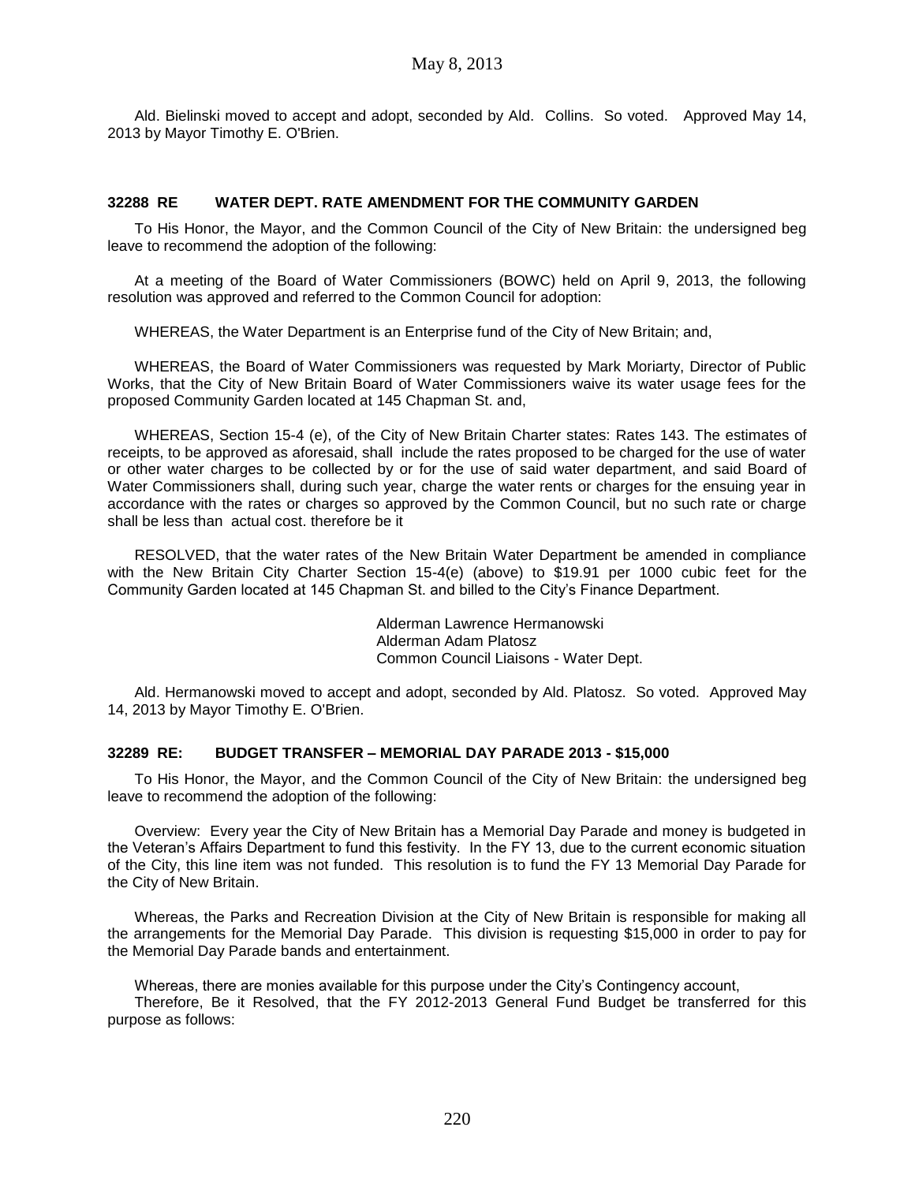Ald. Bielinski moved to accept and adopt, seconded by Ald. Collins. So voted. Approved May 14, 2013 by Mayor Timothy E. O'Brien.

### 32288 RE WATER DEPT. RATE AMENDMENT FOR THE COMMUNITY GARDEN

To His Honor, the Mayor, and the Common Council of the City of New Britain: the undersigned beg leave to recommend the adoption of the following:

At a meeting of the Board of Water Commissioners (BOWC) held on April 9, 2013, the following resolution was approved and referred to the Common Council for adoption:

WHEREAS, the Water Department is an Enterprise fund of the City of New Britain; and,

WHEREAS, the Board of Water Commissioners was requested by Mark Moriarty, Director of Public Works, that the City of New Britain Board of Water Commissioners waive its water usage fees for the proposed Community Garden located at 145 Chapman St. and,

WHEREAS, Section 15-4 (e), of the City of New Britain Charter states: Rates 143. The estimates of receipts, to be approved as aforesaid, shall include the rates proposed to be charged for the use of water or other water charges to be collected by or for the use of said water department, and said Board of Water Commissioners shall, during such year, charge the water rents or charges for the ensuing year in accordance with the rates or charges so approved by the Common Council, but no such rate or charge shall be less than actual cost. therefore be it

RESOLVED, that the water rates of the New Britain Water Department be amended in compliance with the New Britain City Charter Section 15-4(e) (above) to $19.91 per 1000 cubic feet for the Community Garden located at 145 Chapman St. and billed to the City's Finance Department.

Alderman Lawrence Hermanowski
Alderman Adam Platosz
Common Council Liaisons - Water Dept.

Ald. Hermanowski moved to accept and adopt, seconded by Ald. Platosz. So voted. Approved May 14, 2013 by Mayor Timothy E. O'Brien.

### 32289 RE: BUDGET TRANSFER – MEMORIAL DAY PARADE 2013 - $15,000

To His Honor, the Mayor, and the Common Council of the City of New Britain: the undersigned beg leave to recommend the adoption of the following:

Overview: Every year the City of New Britain has a Memorial Day Parade and money is budgeted in the Veteran's Affairs Department to fund this festivity. In the FY 13, due to the current economic situation of the City, this line item was not funded. This resolution is to fund the FY 13 Memorial Day Parade for the City of New Britain.

Whereas, the Parks and Recreation Division at the City of New Britain is responsible for making all the arrangements for the Memorial Day Parade. This division is requesting $15,000 in order to pay for the Memorial Day Parade bands and entertainment.

Whereas, there are monies available for this purpose under the City's Contingency account,

Therefore, Be it Resolved, that the FY 2012-2013 General Fund Budget be transferred for this purpose as follows: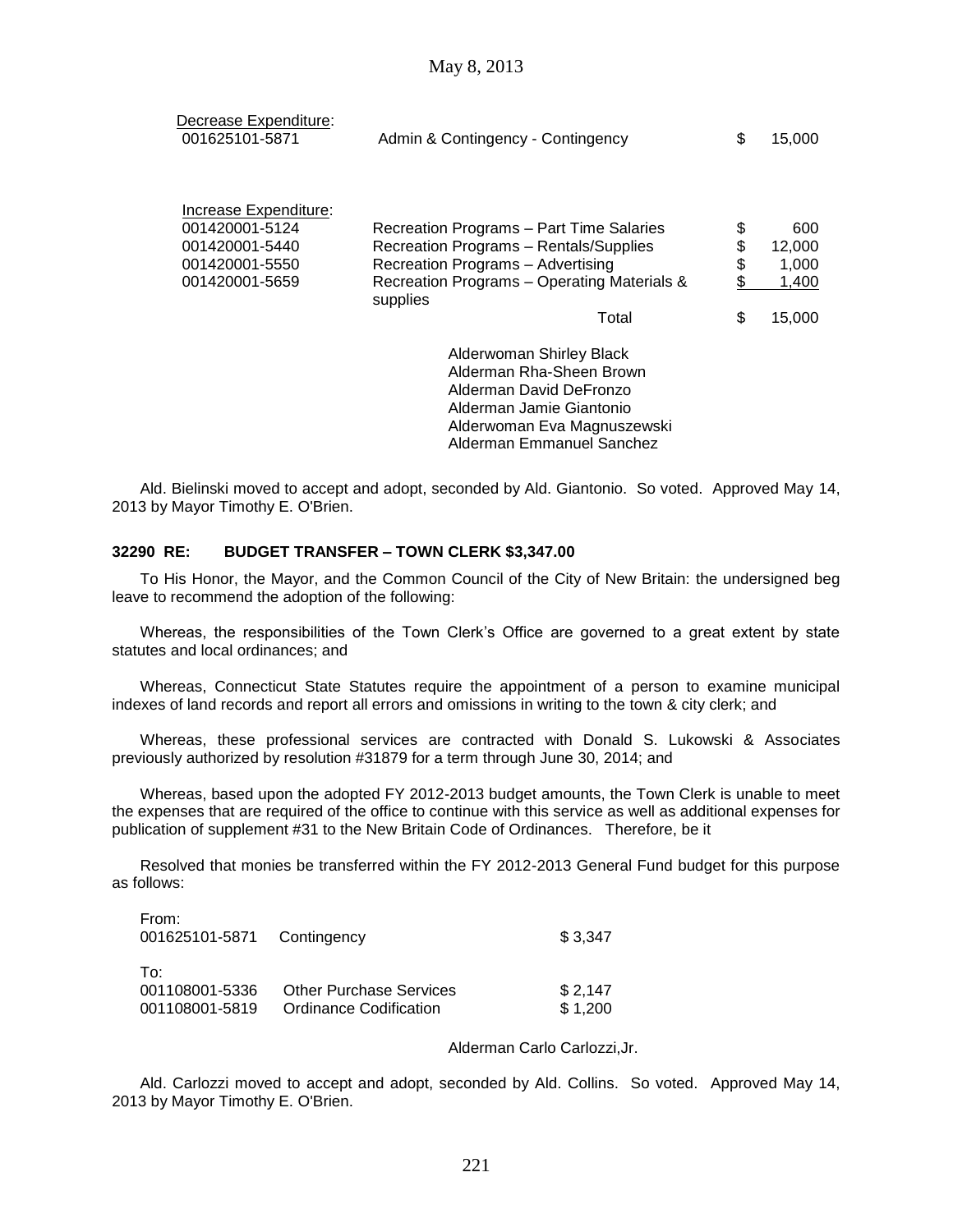Decrease Expenditure:

| | | |
|---|---|---|
| 001625101-5871 | Admin & Contingency - Contingency | $ 15,000 |

Increase Expenditure:

| | | |
|---|---|---|
| 001420001-5124 | Recreation Programs – Part Time Salaries | $ 600 |
| 001420001-5440 | Recreation Programs – Rentals/Supplies | $ 12,000 |
| 001420001-5550 | Recreation Programs – Advertising | $ 1,000 |
| 001420001-5659 | Recreation Programs – Operating Materials & supplies | $ 1,400 |
| | Total | $ 15,000 |

Alderwoman Shirley Black
Alderman Rha-Sheen Brown
Alderman David DeFronzo
Alderman Jamie Giantonio
Alderwoman Eva Magnuszewski
Alderman Emmanuel Sanchez

Ald. Bielinski moved to accept and adopt, seconded by Ald. Giantonio. So voted. Approved May 14, 2013 by Mayor Timothy E. O'Brien.

**32290 RE: BUDGET TRANSFER – TOWN CLERK $3,347.00**

To His Honor, the Mayor, and the Common Council of the City of New Britain: the undersigned beg leave to recommend the adoption of the following:

Whereas, the responsibilities of the Town Clerk's Office are governed to a great extent by state statutes and local ordinances; and

Whereas, Connecticut State Statutes require the appointment of a person to examine municipal indexes of land records and report all errors and omissions in writing to the town & city clerk; and

Whereas, these professional services are contracted with Donald S. Lukowski & Associates previously authorized by resolution #31879 for a term through June 30, 2014; and

Whereas, based upon the adopted FY 2012-2013 budget amounts, the Town Clerk is unable to meet the expenses that are required of the office to continue with this service as well as additional expenses for publication of supplement #31 to the New Britain Code of Ordinances. Therefore, be it

Resolved that monies be transferred within the FY 2012-2013 General Fund budget for this purpose as follows:

From:

| | | |
|---|---|---|
| 001625101-5871 | Contingency | $ 3,347 |

To:

| | | |
|---|---|---|
| 001108001-5336 | Other Purchase Services | $ 2,147 |
| 001108001-5819 | Ordinance Codification | $ 1,200 |

Alderman Carlo Carlozzi,Jr.

Ald. Carlozzi moved to accept and adopt, seconded by Ald. Collins. So voted. Approved May 14, 2013 by Mayor Timothy E. O'Brien.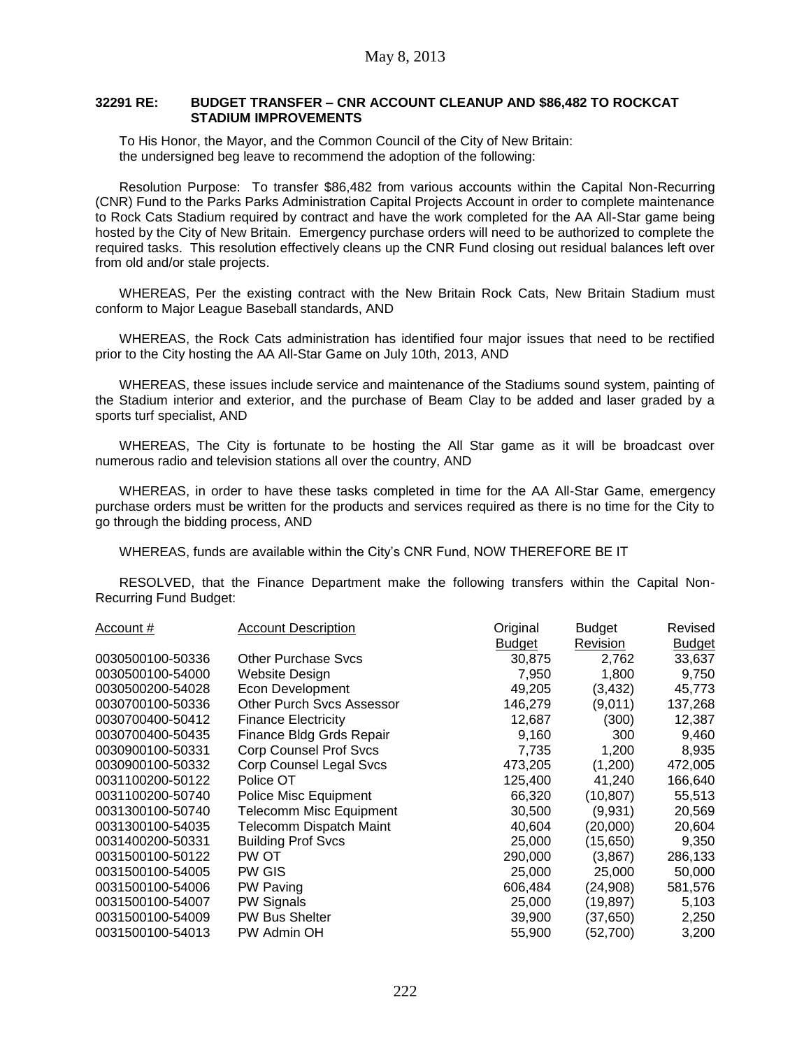May 8, 2013

**32291 RE: BUDGET TRANSFER – CNR ACCOUNT CLEANUP AND $86,482 TO ROCKCAT STADIUM IMPROVEMENTS**

To His Honor, the Mayor, and the Common Council of the City of New Britain: the undersigned beg leave to recommend the adoption of the following:

Resolution Purpose: To transfer $86,482 from various accounts within the Capital Non-Recurring (CNR) Fund to the Parks Parks Administration Capital Projects Account in order to complete maintenance to Rock Cats Stadium required by contract and have the work completed for the AA All-Star game being hosted by the City of New Britain. Emergency purchase orders will need to be authorized to complete the required tasks. This resolution effectively cleans up the CNR Fund closing out residual balances left over from old and/or stale projects.

WHEREAS, Per the existing contract with the New Britain Rock Cats, New Britain Stadium must conform to Major League Baseball standards, AND

WHEREAS, the Rock Cats administration has identified four major issues that need to be rectified prior to the City hosting the AA All-Star Game on July 10th, 2013, AND

WHEREAS, these issues include service and maintenance of the Stadiums sound system, painting of the Stadium interior and exterior, and the purchase of Beam Clay to be added and laser graded by a sports turf specialist, AND

WHEREAS, The City is fortunate to be hosting the All Star game as it will be broadcast over numerous radio and television stations all over the country, AND

WHEREAS, in order to have these tasks completed in time for the AA All-Star Game, emergency purchase orders must be written for the products and services required as there is no time for the City to go through the bidding process, AND

WHEREAS, funds are available within the City's CNR Fund, NOW THEREFORE BE IT

RESOLVED, that the Finance Department make the following transfers within the Capital Non-Recurring Fund Budget:

| Account # | Account Description | Original Budget | Budget Revision | Revised Budget |
|---|---|---|---|---|
| 0030500100-50336 | Other Purchase Svcs | 30,875 | 2,762 | 33,637 |
| 0030500100-54000 | Website Design | 7,950 | 1,800 | 9,750 |
| 0030500200-54028 | Econ Development | 49,205 | (3,432) | 45,773 |
| 0030700100-50336 | Other Purch Svcs Assessor | 146,279 | (9,011) | 137,268 |
| 0030700400-50412 | Finance Electricity | 12,687 | (300) | 12,387 |
| 0030700400-50435 | Finance Bldg Grds Repair | 9,160 | 300 | 9,460 |
| 0030900100-50331 | Corp Counsel Prof Svcs | 7,735 | 1,200 | 8,935 |
| 0030900100-50332 | Corp Counsel Legal Svcs | 473,205 | (1,200) | 472,005 |
| 0031100200-50122 | Police OT | 125,400 | 41,240 | 166,640 |
| 0031100200-50740 | Police Misc Equipment | 66,320 | (10,807) | 55,513 |
| 0031300100-50740 | Telecomm Misc Equipment | 30,500 | (9,931) | 20,569 |
| 0031300100-54035 | Telecomm Dispatch Maint | 40,604 | (20,000) | 20,604 |
| 0031400200-50331 | Building Prof Svcs | 25,000 | (15,650) | 9,350 |
| 0031500100-50122 | PW OT | 290,000 | (3,867) | 286,133 |
| 0031500100-54005 | PW GIS | 25,000 | 25,000 | 50,000 |
| 0031500100-54006 | PW Paving | 606,484 | (24,908) | 581,576 |
| 0031500100-54007 | PW Signals | 25,000 | (19,897) | 5,103 |
| 0031500100-54009 | PW Bus Shelter | 39,900 | (37,650) | 2,250 |
| 0031500100-54013 | PW Admin OH | 55,900 | (52,700) | 3,200 |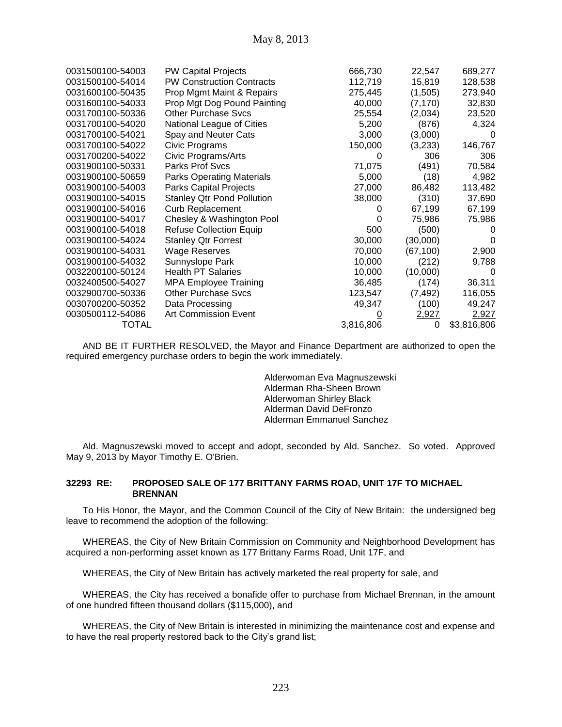| | | | | |
|---|---|---|---|---|
| 0031500100-54003 | PW Capital Projects | 666,730 | 22,547 | 689,277 |
| 0031500100-54014 | PW Construction Contracts | 112,719 | 15,819 | 128,538 |
| 0031600100-50435 | Prop Mgmt Maint & Repairs | 275,445 | (1,505) | 273,940 |
| 0031600100-54033 | Prop Mgt Dog Pound Painting | 40,000 | (7,170) | 32,830 |
| 0031700100-50336 | Other Purchase Svcs | 25,554 | (2,034) | 23,520 |
| 0031700100-54020 | National League of Cities | 5,200 | (876) | 4,324 |
| 0031700100-54021 | Spay and Neuter Cats | 3,000 | (3,000) | 0 |
| 0031700100-54022 | Civic Programs | 150,000 | (3,233) | 146,767 |
| 0031700200-54022 | Civic Programs/Arts | 0 | 306 | 306 |
| 0031900100-50331 | Parks Prof Svcs | 71,075 | (491) | 70,584 |
| 0031900100-50659 | Parks Operating Materials | 5,000 | (18) | 4,982 |
| 0031900100-54003 | Parks Capital Projects | 27,000 | 86,482 | 113,482 |
| 0031900100-54015 | Stanley Qtr Pond Pollution | 38,000 | (310) | 37,690 |
| 0031900100-54016 | Curb Replacement | 0 | 67,199 | 67,199 |
| 0031900100-54017 | Chesley & Washington Pool | 0 | 75,986 | 75,986 |
| 0031900100-54018 | Refuse Collection Equip | 500 | (500) | 0 |
| 0031900100-54024 | Stanley Qtr Forrest | 30,000 | (30,000) | 0 |
| 0031900100-54031 | Wage Reserves | 70,000 | (67,100) | 2,900 |
| 0031900100-54032 | Sunnyslope Park | 10,000 | (212) | 9,788 |
| 0032200100-50124 | Health PT Salaries | 10,000 | (10,000) | 0 |
| 0032400500-54027 | MPA Employee Training | 36,485 | (174) | 36,311 |
| 0032900700-50336 | Other Purchase Svcs | 123,547 | (7,492) | 116,055 |
| 0030700200-50352 | Data Processing | 49,347 | (100) | 49,247 |
| 0030500112-54086 | Art Commission Event | 0 | 2,927 | 2,927 |
| TOTAL | | 3,816,806 | 0 | $3,816,806 |

AND BE IT FURTHER RESOLVED, the Mayor and Finance Department are authorized to open the required emergency purchase orders to begin the work immediately.

Alderwoman Eva Magnuszewski
Alderman Rha-Sheen Brown
Alderwoman Shirley Black
Alderman David DeFronzo
Alderman Emmanuel Sanchez

Ald. Magnuszewski moved to accept and adopt, seconded by Ald. Sanchez. So voted. Approved May 9, 2013 by Mayor Timothy E. O'Brien.

**32293 RE: PROPOSED SALE OF 177 BRITTANY FARMS ROAD, UNIT 17F TO MICHAEL BRENNAN**

To His Honor, the Mayor, and the Common Council of the City of New Britain: the undersigned beg leave to recommend the adoption of the following:

WHEREAS, the City of New Britain Commission on Community and Neighborhood Development has acquired a non-performing asset known as 177 Brittany Farms Road, Unit 17F, and

WHEREAS, the City of New Britain has actively marketed the real property for sale, and

WHEREAS, the City has received a bonafide offer to purchase from Michael Brennan, in the amount of one hundred fifteen thousand dollars ($115,000), and

WHEREAS, the City of New Britain is interested in minimizing the maintenance cost and expense and to have the real property restored back to the City's grand list;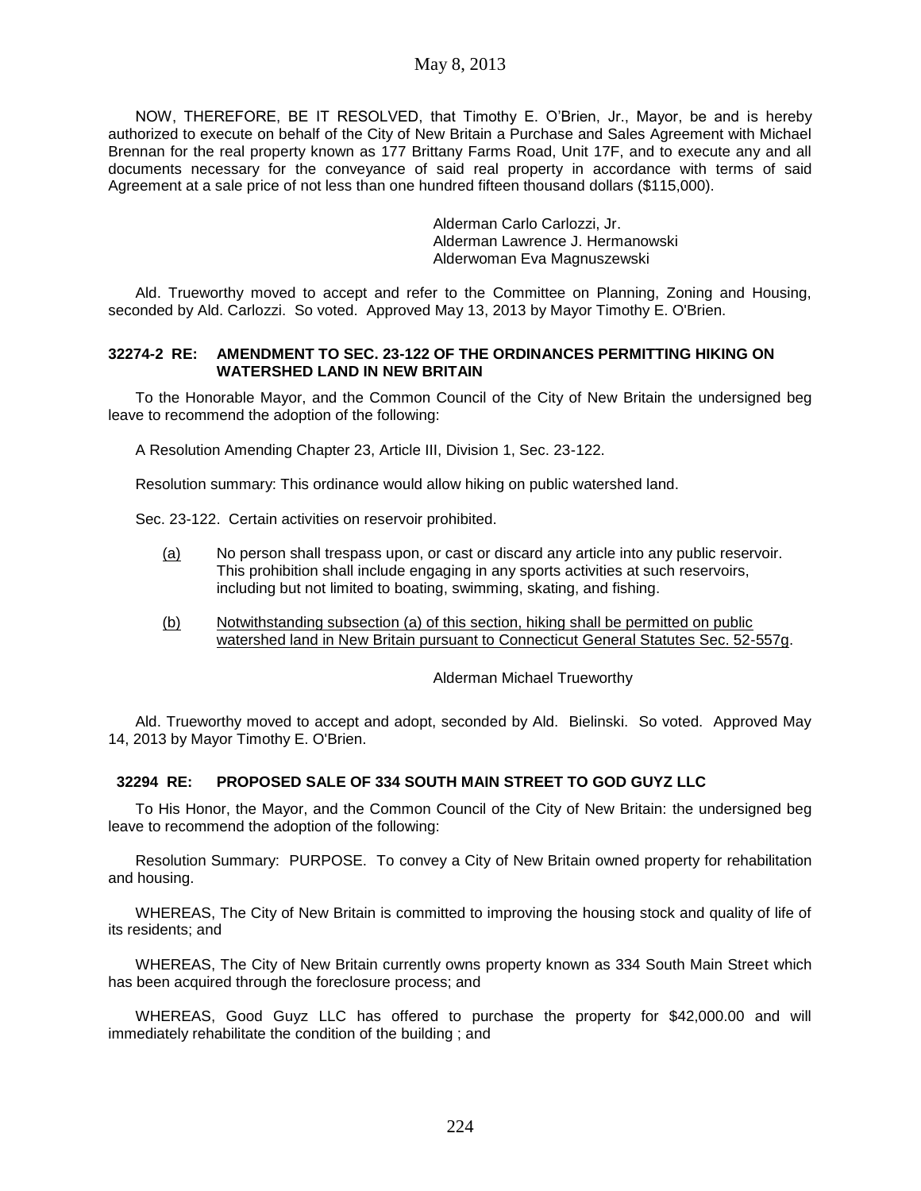NOW, THEREFORE, BE IT RESOLVED, that Timothy E. O'Brien, Jr., Mayor, be and is hereby authorized to execute on behalf of the City of New Britain a Purchase and Sales Agreement with Michael Brennan for the real property known as 177 Brittany Farms Road, Unit 17F, and to execute any and all documents necessary for the conveyance of said real property in accordance with terms of said Agreement at a sale price of not less than one hundred fifteen thousand dollars ($115,000).

Alderman Carlo Carlozzi, Jr.
Alderman Lawrence J. Hermanowski
Alderwoman Eva Magnuszewski

Ald. Trueworthy moved to accept and refer to the Committee on Planning, Zoning and Housing, seconded by Ald. Carlozzi. So voted. Approved May 13, 2013 by Mayor Timothy E. O'Brien.

**32274-2 RE: AMENDMENT TO SEC. 23-122 OF THE ORDINANCES PERMITTING HIKING ON WATERSHED LAND IN NEW BRITAIN**

To the Honorable Mayor, and the Common Council of the City of New Britain the undersigned beg leave to recommend the adoption of the following:

A Resolution Amending Chapter 23, Article III, Division 1, Sec. 23-122.

Resolution summary: This ordinance would allow hiking on public watershed land.

Sec. 23-122. Certain activities on reservoir prohibited.

<u>(a)</u> No person shall trespass upon, or cast or discard any article into any public reservoir. This prohibition shall include engaging in any sports activities at such reservoirs, including but not limited to boating, swimming, skating, and fishing.

<u>(b) Notwithstanding subsection (a) of this section, hiking shall be permitted on public watershed land in New Britain pursuant to Connecticut General Statutes Sec. 52-557g</u>.

Alderman Michael Trueworthy

Ald. Trueworthy moved to accept and adopt, seconded by Ald. Bielinski. So voted. Approved May 14, 2013 by Mayor Timothy E. O'Brien.

**32294 RE: PROPOSED SALE OF 334 SOUTH MAIN STREET TO GOD GUYZ LLC**

To His Honor, the Mayor, and the Common Council of the City of New Britain: the undersigned beg leave to recommend the adoption of the following:

Resolution Summary: PURPOSE. To convey a City of New Britain owned property for rehabilitation and housing.

WHEREAS, The City of New Britain is committed to improving the housing stock and quality of life of its residents; and

WHEREAS, The City of New Britain currently owns property known as 334 South Main Street which has been acquired through the foreclosure process; and

WHEREAS, Good Guyz LLC has offered to purchase the property for $42,000.00 and will immediately rehabilitate the condition of the building ; and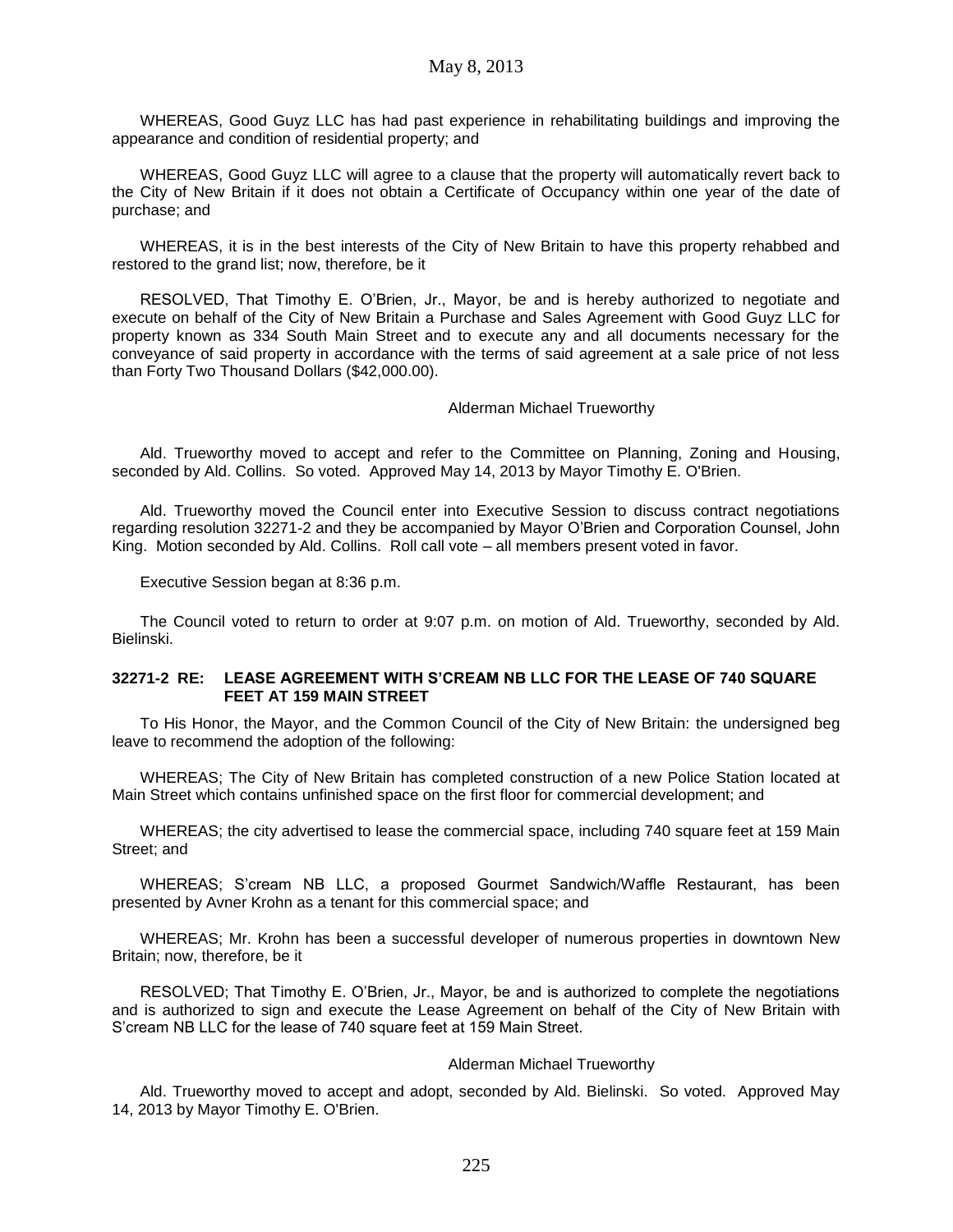WHEREAS, Good Guyz LLC has had past experience in rehabilitating buildings and improving the appearance and condition of residential property; and

WHEREAS, Good Guyz LLC will agree to a clause that the property will automatically revert back to the City of New Britain if it does not obtain a Certificate of Occupancy within one year of the date of purchase; and

WHEREAS, it is in the best interests of the City of New Britain to have this property rehabbed and restored to the grand list; now, therefore, be it

RESOLVED, That Timothy E. O'Brien, Jr., Mayor, be and is hereby authorized to negotiate and execute on behalf of the City of New Britain a Purchase and Sales Agreement with Good Guyz LLC for property known as 334 South Main Street and to execute any and all documents necessary for the conveyance of said property in accordance with the terms of said agreement at a sale price of not less than Forty Two Thousand Dollars ($42,000.00).

Alderman Michael Trueworthy

Ald. Trueworthy moved to accept and refer to the Committee on Planning, Zoning and Housing, seconded by Ald. Collins. So voted. Approved May 14, 2013 by Mayor Timothy E. O'Brien.

Ald. Trueworthy moved the Council enter into Executive Session to discuss contract negotiations regarding resolution 32271-2 and they be accompanied by Mayor O'Brien and Corporation Counsel, John King. Motion seconded by Ald. Collins. Roll call vote – all members present voted in favor.

Executive Session began at 8:36 p.m.

The Council voted to return to order at 9:07 p.m. on motion of Ald. Trueworthy, seconded by Ald. Bielinski.

**32271-2 RE: LEASE AGREEMENT WITH S'CREAM NB LLC FOR THE LEASE OF 740 SQUARE FEET AT 159 MAIN STREET**

To His Honor, the Mayor, and the Common Council of the City of New Britain: the undersigned beg leave to recommend the adoption of the following:

WHEREAS; The City of New Britain has completed construction of a new Police Station located at Main Street which contains unfinished space on the first floor for commercial development; and

WHEREAS; the city advertised to lease the commercial space, including 740 square feet at 159 Main Street; and

WHEREAS; S'cream NB LLC, a proposed Gourmet Sandwich/Waffle Restaurant, has been presented by Avner Krohn as a tenant for this commercial space; and

WHEREAS; Mr. Krohn has been a successful developer of numerous properties in downtown New Britain; now, therefore, be it

RESOLVED; That Timothy E. O'Brien, Jr., Mayor, be and is authorized to complete the negotiations and is authorized to sign and execute the Lease Agreement on behalf of the City of New Britain with S'cream NB LLC for the lease of 740 square feet at 159 Main Street.

Alderman Michael Trueworthy

Ald. Trueworthy moved to accept and adopt, seconded by Ald. Bielinski. So voted. Approved May 14, 2013 by Mayor Timothy E. O'Brien.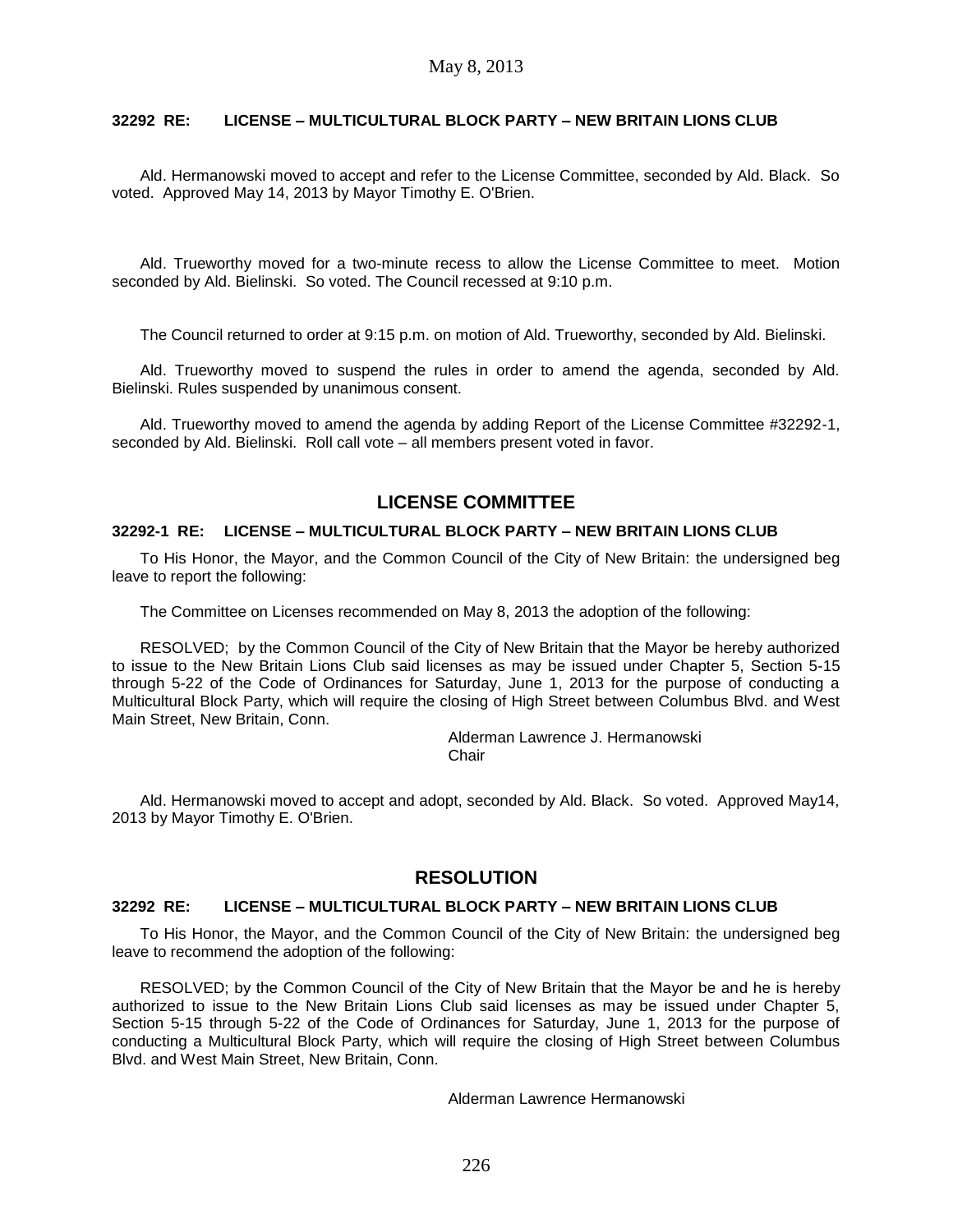**32292 RE: LICENSE – MULTICULTURAL BLOCK PARTY – NEW BRITAIN LIONS CLUB**

Ald. Hermanowski moved to accept and refer to the License Committee, seconded by Ald. Black. So voted. Approved May 14, 2013 by Mayor Timothy E. O'Brien.

Ald. Trueworthy moved for a two-minute recess to allow the License Committee to meet. Motion seconded by Ald. Bielinski. So voted. The Council recessed at 9:10 p.m.

The Council returned to order at 9:15 p.m. on motion of Ald. Trueworthy, seconded by Ald. Bielinski.

Ald. Trueworthy moved to suspend the rules in order to amend the agenda, seconded by Ald. Bielinski. Rules suspended by unanimous consent.

Ald. Trueworthy moved to amend the agenda by adding Report of the License Committee #32292-1, seconded by Ald. Bielinski. Roll call vote – all members present voted in favor.

## LICENSE COMMITTEE

**32292-1 RE: LICENSE – MULTICULTURAL BLOCK PARTY – NEW BRITAIN LIONS CLUB**

To His Honor, the Mayor, and the Common Council of the City of New Britain: the undersigned beg leave to report the following:

The Committee on Licenses recommended on May 8, 2013 the adoption of the following:

RESOLVED; by the Common Council of the City of New Britain that the Mayor be hereby authorized to issue to the New Britain Lions Club said licenses as may be issued under Chapter 5, Section 5-15 through 5-22 of the Code of Ordinances for Saturday, June 1, 2013 for the purpose of conducting a Multicultural Block Party, which will require the closing of High Street between Columbus Blvd. and West Main Street, New Britain, Conn.

Alderman Lawrence J. Hermanowski
Chair

Ald. Hermanowski moved to accept and adopt, seconded by Ald. Black. So voted. Approved May14, 2013 by Mayor Timothy E. O'Brien.

## RESOLUTION

**32292 RE: LICENSE – MULTICULTURAL BLOCK PARTY – NEW BRITAIN LIONS CLUB**

To His Honor, the Mayor, and the Common Council of the City of New Britain: the undersigned beg leave to recommend the adoption of the following:

RESOLVED; by the Common Council of the City of New Britain that the Mayor be and he is hereby authorized to issue to the New Britain Lions Club said licenses as may be issued under Chapter 5, Section 5-15 through 5-22 of the Code of Ordinances for Saturday, June 1, 2013 for the purpose of conducting a Multicultural Block Party, which will require the closing of High Street between Columbus Blvd. and West Main Street, New Britain, Conn.

Alderman Lawrence Hermanowski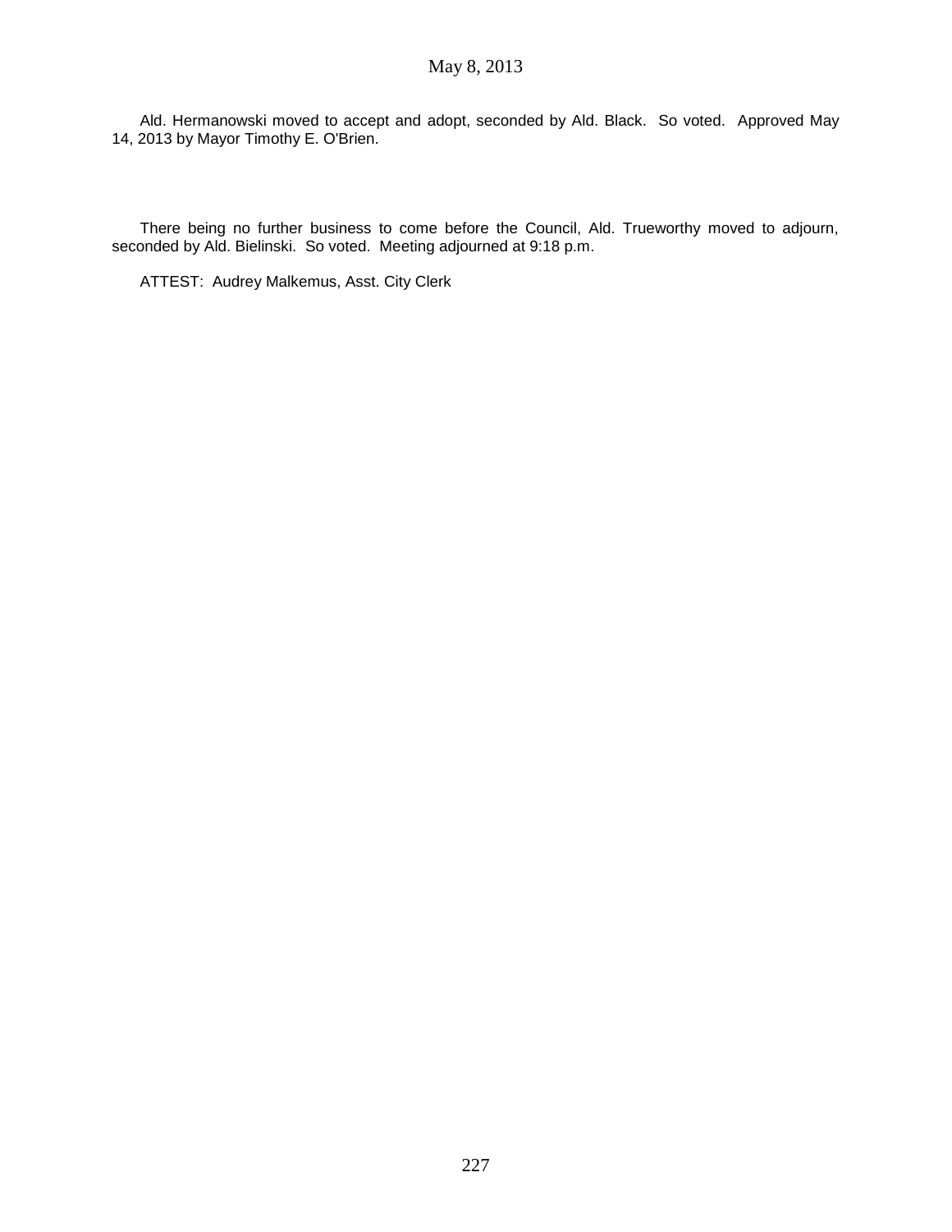Ald. Hermanowski moved to accept and adopt, seconded by Ald. Black. So voted. Approved May 14, 2013 by Mayor Timothy E. O'Brien.

There being no further business to come before the Council, Ald. Trueworthy moved to adjourn, seconded by Ald. Bielinski. So voted. Meeting adjourned at 9:18 p.m.

ATTEST: Audrey Malkemus, Asst. City Clerk